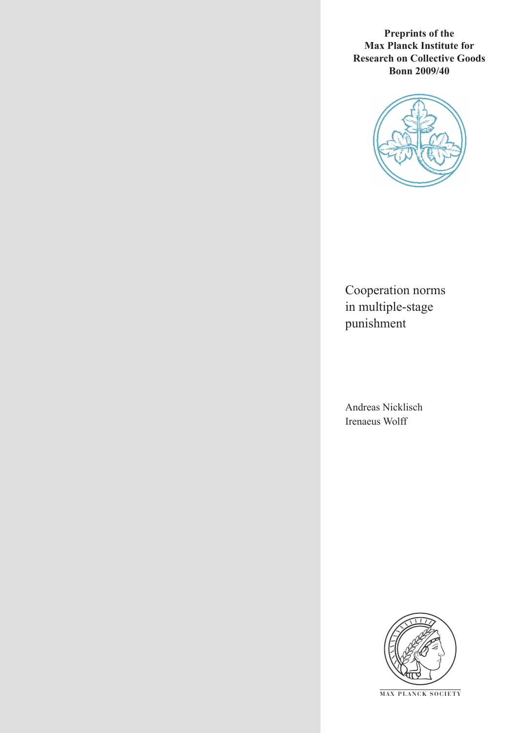**Preprints of the Max Planck Institute for Research on Collective Goods Bonn 2009/40**

# Cooperation norms in multiple-stage punishment

Andreas Nicklisch
Irenaeus Wolff

MAX PLANCK SOCIETY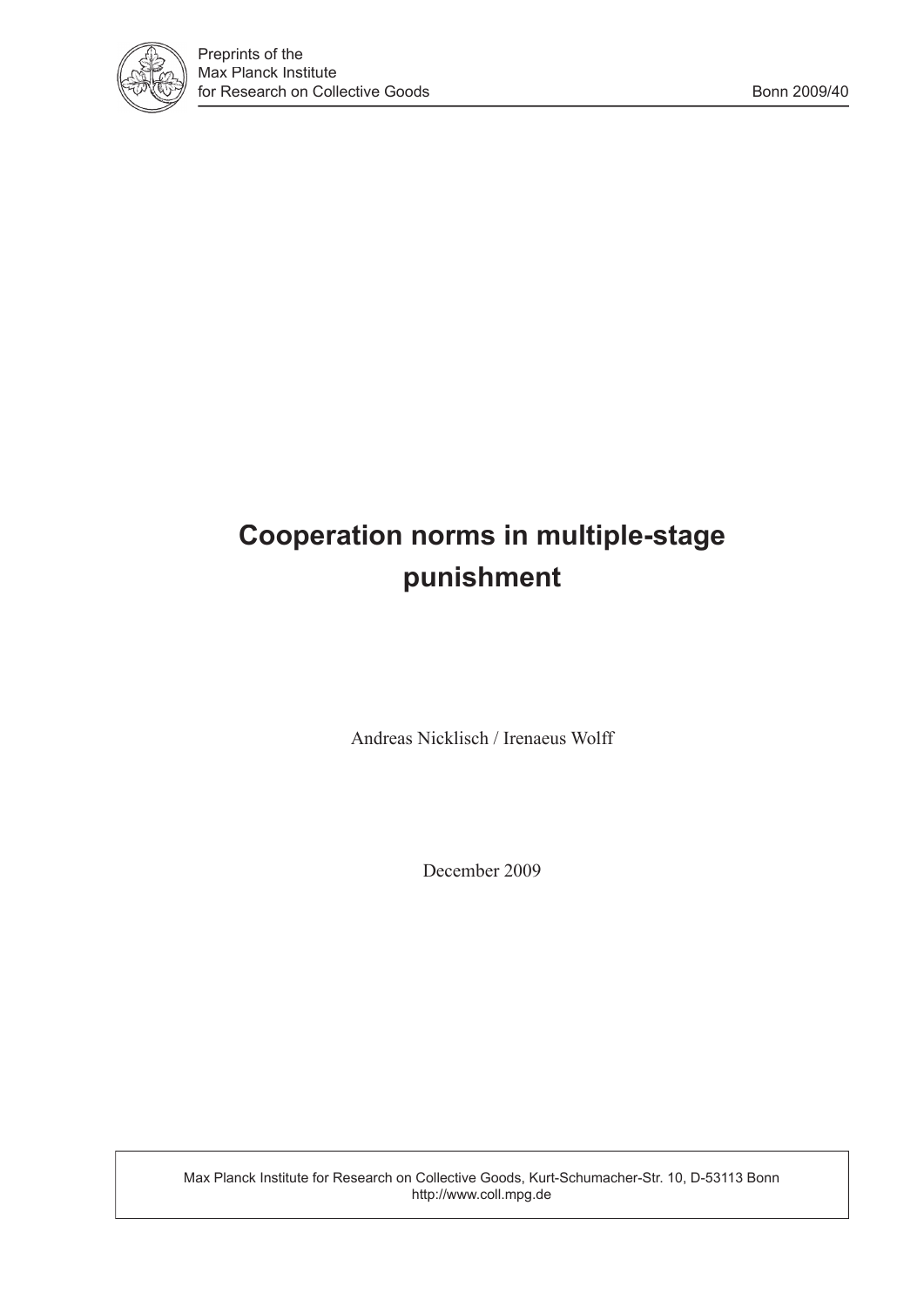# Cooperation norms in multiple-stage punishment

Andreas Nicklisch / Irenaeus Wolff

December 2009

Max Planck Institute for Research on Collective Goods, Kurt-Schumacher-Str. 10, D-53113 Bonn
http://www.coll.mpg.de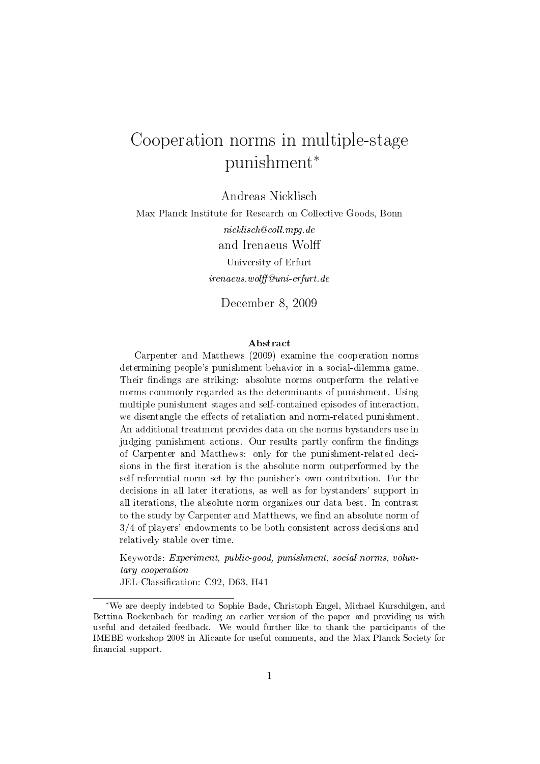# Cooperation norms in multiple-stage punishment*

Andreas Nicklisch

Max Planck Institute for Research on Collective Goods, Bonn

*nicklisch@coll.mpg.de*

and Irenaeus Wolff

University of Erfurt

*irenaeus.wolff@uni-erfurt.de*

December 8, 2009

### Abstract

Carpenter and Matthews (2009) examine the cooperation norms determining people's punishment behavior in a social-dilemma game. Their findings are striking: absolute norms outperform the relative norms commonly regarded as the determinants of punishment. Using multiple punishment stages and self-contained episodes of interaction, we disentangle the effects of retaliation and norm-related punishment. An additional treatment provides data on the norms bystanders use in judging punishment actions. Our results partly confirm the findings of Carpenter and Matthews: only for the punishment-related decisions in the first iteration is the absolute norm outperformed by the self-referential norm set by the punisher's own contribution. For the decisions in all later iterations, as well as for bystanders' support in all iterations, the absolute norm organizes our data best. In contrast to the study by Carpenter and Matthews, we find an absolute norm of 3/4 of players' endowments to be both consistent across decisions and relatively stable over time.

Keywords: *Experiment, public-good, punishment, social norms, voluntary cooperation*

JEL-Classification: C92, D63, H41

---

*We are deeply indebted to Sophie Bade, Christoph Engel, Michael Kurschilgen, and Bettina Rockenbach for reading an earlier version of the paper and providing us with useful and detailed feedback. We would further like to thank the participants of the IMEBE workshop 2008 in Alicante for useful comments, and the Max Planck Society for financial support.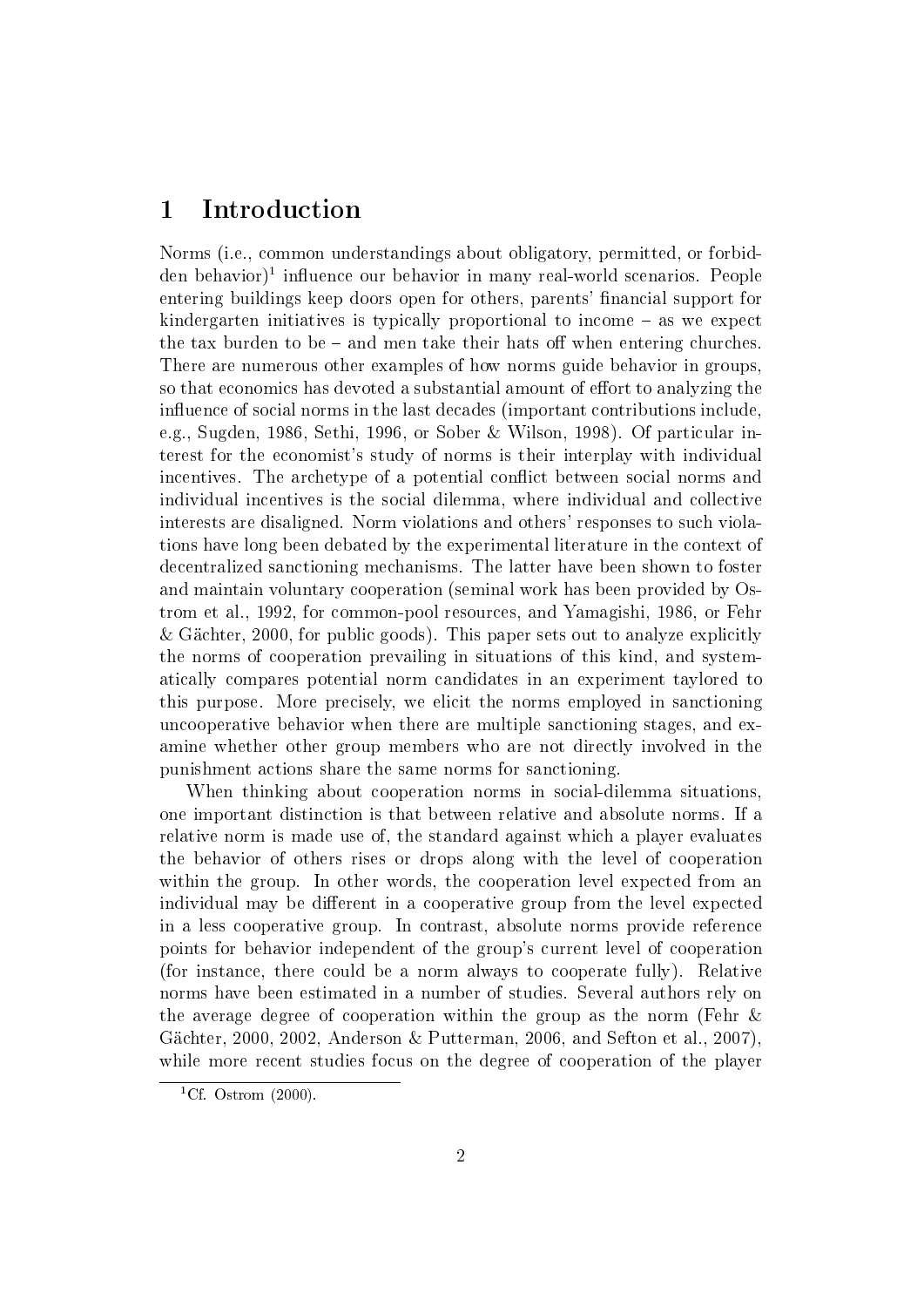# 1 Introduction

Norms (i.e., common understandings about obligatory, permitted, or forbidden behavior)[1] influence our behavior in many real-world scenarios. People entering buildings keep doors open for others, parents' financial support for kindergarten initiatives is typically proportional to income – as we expect the tax burden to be – and men take their hats off when entering churches. There are numerous other examples of how norms guide behavior in groups, so that economics has devoted a substantial amount of effort to analyzing the influence of social norms in the last decades (important contributions include, e.g., Sugden, 1986, Sethi, 1996, or Sober & Wilson, 1998). Of particular interest for the economist's study of norms is their interplay with individual incentives. The archetype of a potential conflict between social norms and individual incentives is the social dilemma, where individual and collective interests are disaligned. Norm violations and others' responses to such violations have long been debated by the experimental literature in the context of decentralized sanctioning mechanisms. The latter have been shown to foster and maintain voluntary cooperation (seminal work has been provided by Ostrom et al., 1992, for common-pool resources, and Yamagishi, 1986, or Fehr & Gächter, 2000, for public goods). This paper sets out to analyze explicitly the norms of cooperation prevailing in situations of this kind, and systematically compares potential norm candidates in an experiment taylored to this purpose. More precisely, we elicit the norms employed in sanctioning uncooperative behavior when there are multiple sanctioning stages, and examine whether other group members who are not directly involved in the punishment actions share the same norms for sanctioning.

When thinking about cooperation norms in social-dilemma situations, one important distinction is that between relative and absolute norms. If a relative norm is made use of, the standard against which a player evaluates the behavior of others rises or drops along with the level of cooperation within the group. In other words, the cooperation level expected from an individual may be different in a cooperative group from the level expected in a less cooperative group. In contrast, absolute norms provide reference points for behavior independent of the group's current level of cooperation (for instance, there could be a norm always to cooperate fully). Relative norms have been estimated in a number of studies. Several authors rely on the average degree of cooperation within the group as the norm (Fehr & Gächter, 2000, 2002, Anderson & Putterman, 2006, and Sefton et al., 2007), while more recent studies focus on the degree of cooperation of the player

[1] Cf. Ostrom (2000).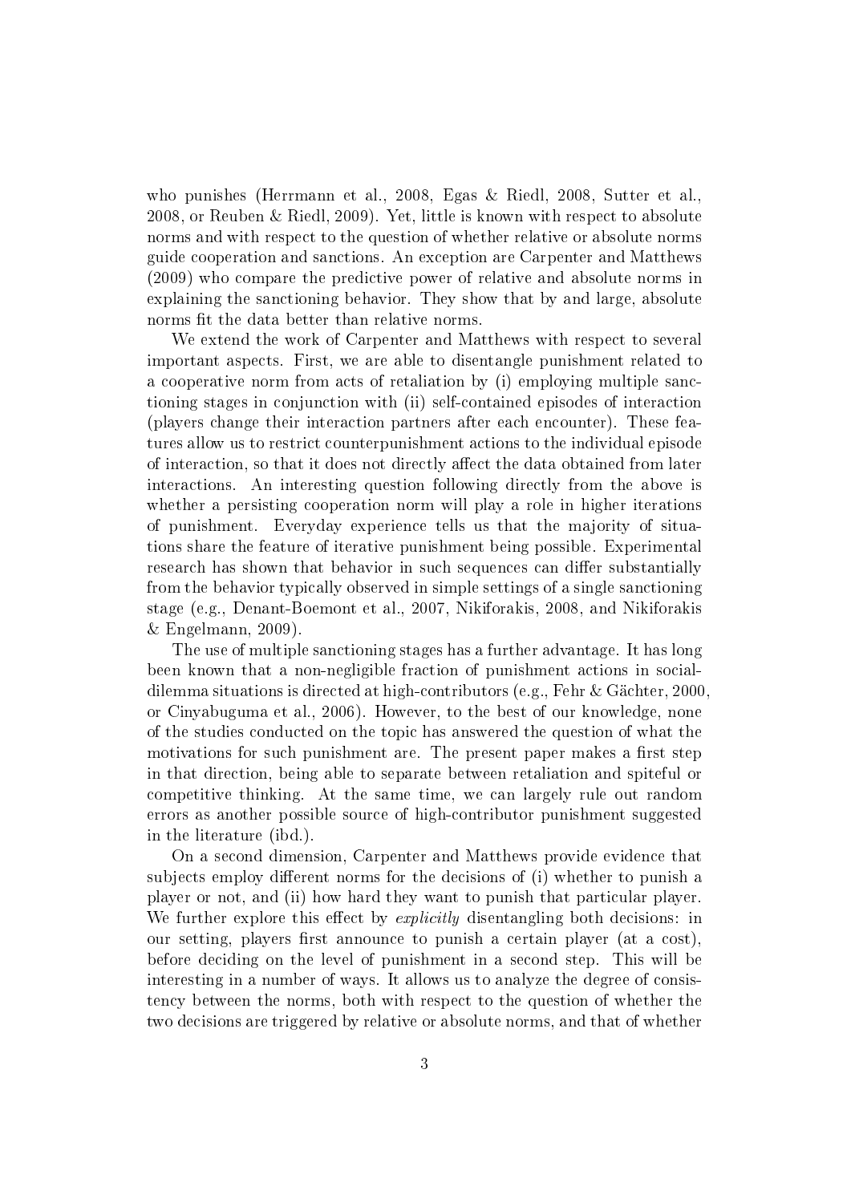who punishes (Herrmann et al., 2008, Egas & Riedl, 2008, Sutter et al., 2008, or Reuben & Riedl, 2009). Yet, little is known with respect to absolute norms and with respect to the question of whether relative or absolute norms guide cooperation and sanctions. An exception are Carpenter and Matthews (2009) who compare the predictive power of relative and absolute norms in explaining the sanctioning behavior. They show that by and large, absolute norms fit the data better than relative norms.

We extend the work of Carpenter and Matthews with respect to several important aspects. First, we are able to disentangle punishment related to a cooperative norm from acts of retaliation by (i) employing multiple sanctioning stages in conjunction with (ii) self-contained episodes of interaction (players change their interaction partners after each encounter). These features allow us to restrict counterpunishment actions to the individual episode of interaction, so that it does not directly affect the data obtained from later interactions. An interesting question following directly from the above is whether a persisting cooperation norm will play a role in higher iterations of punishment. Everyday experience tells us that the majority of situations share the feature of iterative punishment being possible. Experimental research has shown that behavior in such sequences can differ substantially from the behavior typically observed in simple settings of a single sanctioning stage (e.g., Denant-Boemont et al., 2007, Nikiforakis, 2008, and Nikiforakis & Engelmann, 2009).

The use of multiple sanctioning stages has a further advantage. It has long been known that a non-negligible fraction of punishment actions in social-dilemma situations is directed at high-contributors (e.g., Fehr & Gächter, 2000, or Cinyabuguma et al., 2006). However, to the best of our knowledge, none of the studies conducted on the topic has answered the question of what the motivations for such punishment are. The present paper makes a first step in that direction, being able to separate between retaliation and spiteful or competitive thinking. At the same time, we can largely rule out random errors as another possible source of high-contributor punishment suggested in the literature (ibd.).

On a second dimension, Carpenter and Matthews provide evidence that subjects employ different norms for the decisions of (i) whether to punish a player or not, and (ii) how hard they want to punish that particular player. We further explore this effect by *explicitly* disentangling both decisions: in our setting, players first announce to punish a certain player (at a cost), before deciding on the level of punishment in a second step. This will be interesting in a number of ways. It allows us to analyze the degree of consistency between the norms, both with respect to the question of whether the two decisions are triggered by relative or absolute norms, and that of whether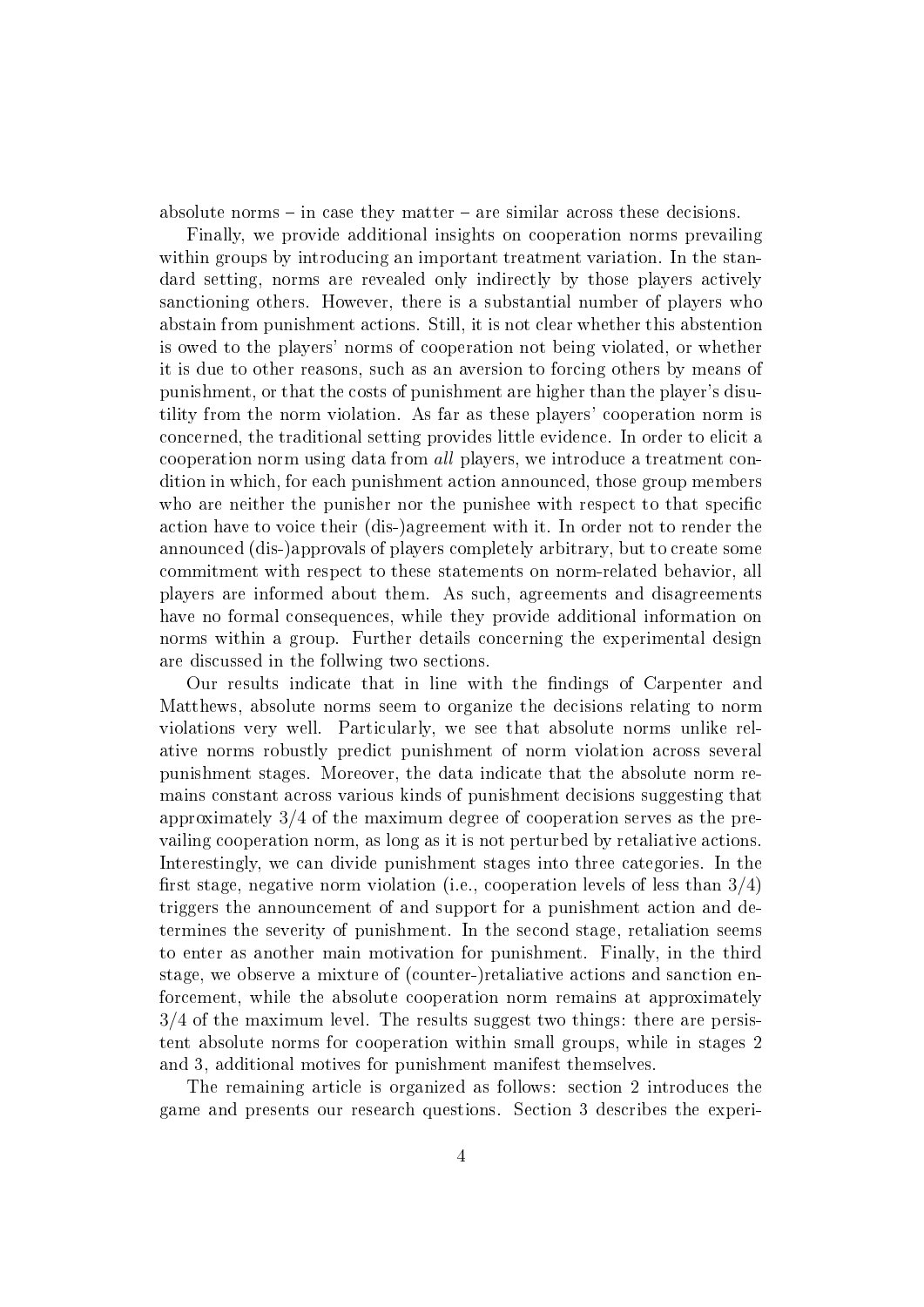absolute norms – in case they matter – are similar across these decisions.

Finally, we provide additional insights on cooperation norms prevailing within groups by introducing an important treatment variation. In the standard setting, norms are revealed only indirectly by those players actively sanctioning others. However, there is a substantial number of players who abstain from punishment actions. Still, it is not clear whether this abstention is owed to the players' norms of cooperation not being violated, or whether it is due to other reasons, such as an aversion to forcing others by means of punishment, or that the costs of punishment are higher than the player's disutility from the norm violation. As far as these players' cooperation norm is concerned, the traditional setting provides little evidence. In order to elicit a cooperation norm using data from *all* players, we introduce a treatment condition in which, for each punishment action announced, those group members who are neither the punisher nor the punishee with respect to that specific action have to voice their (dis-)agreement with it. In order not to render the announced (dis-)approvals of players completely arbitrary, but to create some commitment with respect to these statements on norm-related behavior, all players are informed about them. As such, agreements and disagreements have no formal consequences, while they provide additional information on norms within a group. Further details concerning the experimental design are discussed in the follwing two sections.

Our results indicate that in line with the findings of Carpenter and Matthews, absolute norms seem to organize the decisions relating to norm violations very well. Particularly, we see that absolute norms unlike relative norms robustly predict punishment of norm violation across several punishment stages. Moreover, the data indicate that the absolute norm remains constant across various kinds of punishment decisions suggesting that approximately 3/4 of the maximum degree of cooperation serves as the prevailing cooperation norm, as long as it is not perturbed by retaliative actions. Interestingly, we can divide punishment stages into three categories. In the first stage, negative norm violation (i.e., cooperation levels of less than 3/4) triggers the announcement of and support for a punishment action and determines the severity of punishment. In the second stage, retaliation seems to enter as another main motivation for punishment. Finally, in the third stage, we observe a mixture of (counter-)retaliative actions and sanction enforcement, while the absolute cooperation norm remains at approximately 3/4 of the maximum level. The results suggest two things: there are persistent absolute norms for cooperation within small groups, while in stages 2 and 3, additional motives for punishment manifest themselves.

The remaining article is organized as follows: section 2 introduces the game and presents our research questions. Section 3 describes the experi-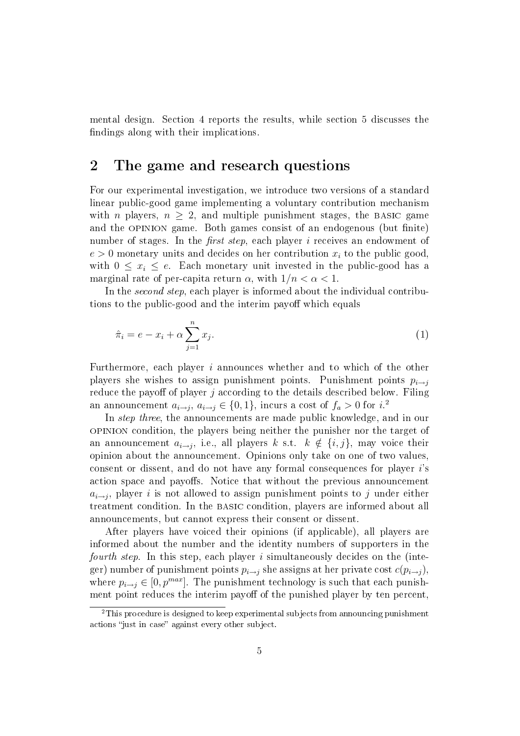mental design. Section 4 reports the results, while section 5 discusses the findings along with their implications.

## 2 The game and research questions

For our experimental investigation, we introduce two versions of a standard linear public-good game implementing a voluntary contribution mechanism with $n$ players, $n \geq 2$, and multiple punishment stages, the BASIC game and the OPINION game. Both games consist of an endogenous (but finite) number of stages. In the *first step*, each player $i$ receives an endowment of $e > 0$ monetary units and decides on her contribution $x_i$ to the public good, with $0 \leq x_i \leq e$. Each monetary unit invested in the public-good has a marginal rate of per-capita return $\alpha$, with $1/n < \alpha < 1$.

In the *second step*, each player is informed about the individual contributions to the public-good and the interim payoff which equals

$$\hat{\pi}_i = e - x_i + \alpha \sum_{j=1}^{n} x_j. \tag{1}$$

Furthermore, each player $i$ announces whether and to which of the other players she wishes to assign punishment points. Punishment points $p_{i \to j}$ reduce the payoff of player $j$ according to the details described below. Filing an announcement $a_{i \to j}$, $a_{i \to j} \in \{0, 1\}$, incurs a cost of $f_a > 0$ for $i$.[2]

In *step three*, the announcements are made public knowledge, and in our OPINION condition, the players being neither the punisher nor the target of an announcement $a_{i \to j}$, i.e., all players $k$ s.t. $k \notin \{i, j\}$, may voice their opinion about the announcement. Opinions only take on one of two values, consent or dissent, and do not have any formal consequences for player $i$'s action space and payoffs. Notice that without the previous announcement $a_{i \to j}$, player $i$ is not allowed to assign punishment points to $j$ under either treatment condition. In the BASIC condition, players are informed about all announcements, but cannot express their consent or dissent.

After players have voiced their opinions (if applicable), all players are informed about the number and the identity numbers of supporters in the *fourth step*. In this step, each player $i$ simultaneously decides on the (integer) number of punishment points $p_{i \to j}$ she assigns at her private cost $c(p_{i \to j})$, where $p_{i \to j} \in [0, p^{max}]$. The punishment technology is such that each punishment point reduces the interim payoff of the punished player by ten percent,

[2] This procedure is designed to keep experimental subjects from announcing punishment actions "just in case" against every other subject.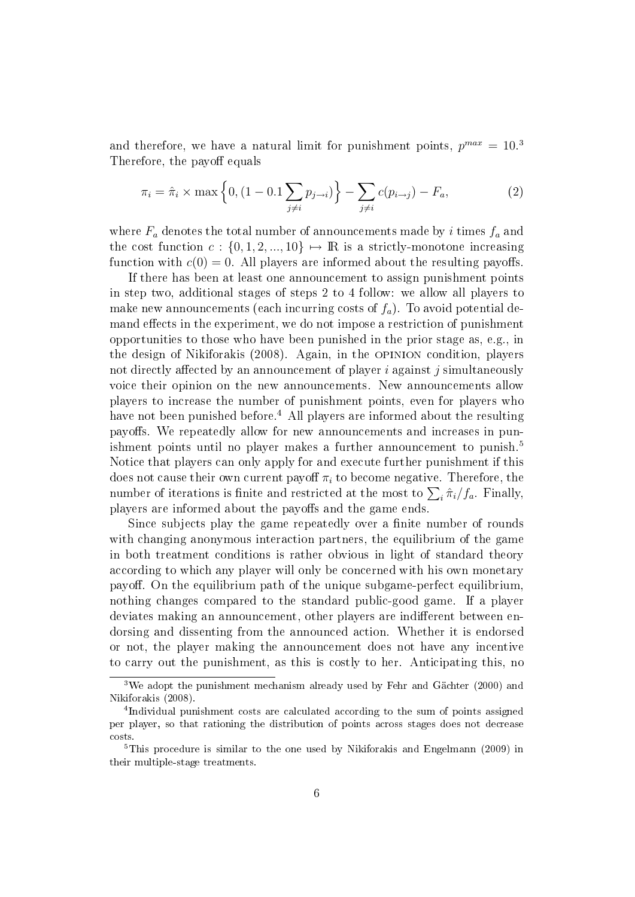and therefore, we have a natural limit for punishment points, $p^{max} = 10$.[3] Therefore, the payoff equals

$$\pi_i = \hat{\pi}_i \times \max\Big\{0, (1 - 0.1 \sum_{j \neq i} p_{j \to i})\Big\} - \sum_{j \neq i} c(p_{i \to j}) - F_a, \tag{2}$$

where $F_a$ denotes the total number of announcements made by $i$ times $f_a$ and the cost function $c : \{0, 1, 2, ..., 10\} \mapsto \mathbb{R}$ is a strictly-monotone increasing function with $c(0) = 0$. All players are informed about the resulting payoffs.

If there has been at least one announcement to assign punishment points in step two, additional stages of steps 2 to 4 follow: we allow all players to make new announcements (each incurring costs of $f_a$). To avoid potential demand effects in the experiment, we do not impose a restriction of punishment opportunities to those who have been punished in the prior stage as, e.g., in the design of Nikiforakis (2008). Again, in the OPINION condition, players not directly affected by an announcement of player $i$ against $j$ simultaneously voice their opinion on the new announcements. New announcements allow players to increase the number of punishment points, even for players who have not been punished before.[4] All players are informed about the resulting payoffs. We repeatedly allow for new announcements and increases in punishment points until no player makes a further announcement to punish.[5] Notice that players can only apply for and execute further punishment if this does not cause their own current payoff $\pi_i$ to become negative. Therefore, the number of iterations is finite and restricted at the most to $\sum_i \hat{\pi}_i / f_a$. Finally, players are informed about the payoffs and the game ends.

Since subjects play the game repeatedly over a finite number of rounds with changing anonymous interaction partners, the equilibrium of the game in both treatment conditions is rather obvious in light of standard theory according to which any player will only be concerned with his own monetary payoff. On the equilibrium path of the unique subgame-perfect equilibrium, nothing changes compared to the standard public-good game. If a player deviates making an announcement, other players are indifferent between endorsing and dissenting from the announced action. Whether it is endorsed or not, the player making the announcement does not have any incentive to carry out the punishment, as this is costly to her. Anticipating this, no

[3] We adopt the punishment mechanism already used by Fehr and Gächter (2000) and Nikiforakis (2008).

[4] Individual punishment costs are calculated according to the sum of points assigned per player, so that rationing the distribution of points across stages does not decrease costs.

[5] This procedure is similar to the one used by Nikiforakis and Engelmann (2009) in their multiple-stage treatments.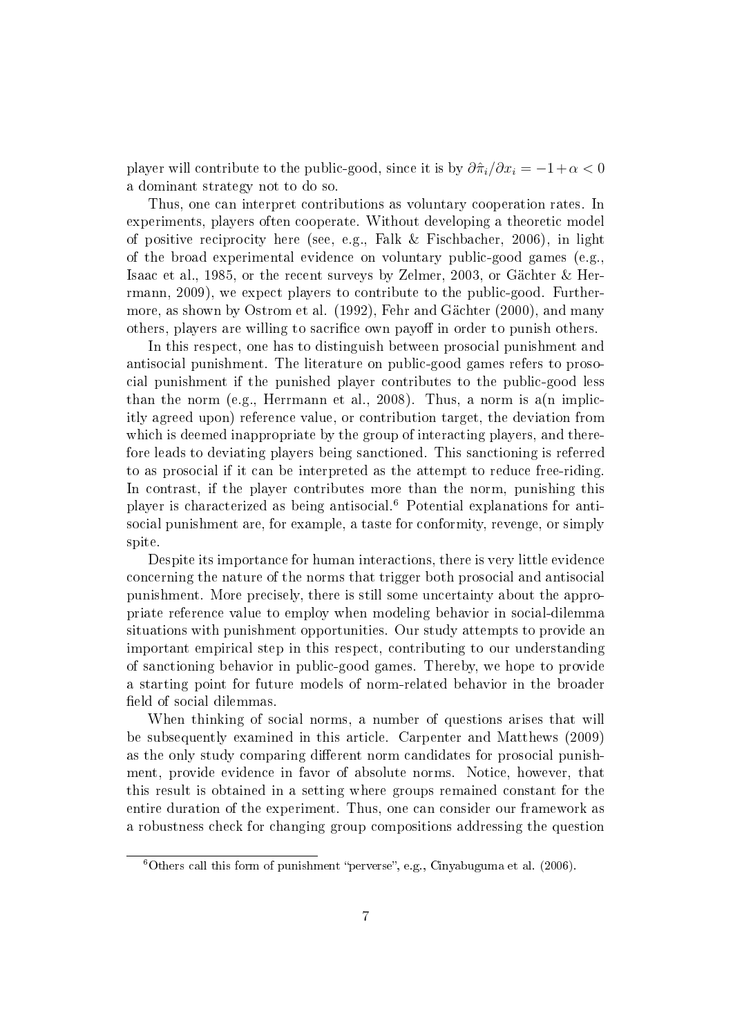player will contribute to the public-good, since it is by $\partial\hat{\pi}_i/\partial x_i = -1+\alpha < 0$ a dominant strategy not to do so.

Thus, one can interpret contributions as voluntary cooperation rates. In experiments, players often cooperate. Without developing a theoretic model of positive reciprocity here (see, e.g., Falk & Fischbacher, 2006), in light of the broad experimental evidence on voluntary public-good games (e.g., Isaac et al., 1985, or the recent surveys by Zelmer, 2003, or Gächter & Herrmann, 2009), we expect players to contribute to the public-good. Furthermore, as shown by Ostrom et al. (1992), Fehr and Gächter (2000), and many others, players are willing to sacrifice own payoff in order to punish others.

In this respect, one has to distinguish between prosocial punishment and antisocial punishment. The literature on public-good games refers to prosocial punishment if the punished player contributes to the public-good less than the norm (e.g., Herrmann et al., 2008). Thus, a norm is a(n implicitly agreed upon) reference value, or contribution target, the deviation from which is deemed inappropriate by the group of interacting players, and therefore leads to deviating players being sanctioned. This sanctioning is referred to as prosocial if it can be interpreted as the attempt to reduce free-riding. In contrast, if the player contributes more than the norm, punishing this player is characterized as being antisocial.[6] Potential explanations for antisocial punishment are, for example, a taste for conformity, revenge, or simply spite.

Despite its importance for human interactions, there is very little evidence concerning the nature of the norms that trigger both prosocial and antisocial punishment. More precisely, there is still some uncertainty about the appropriate reference value to employ when modeling behavior in social-dilemma situations with punishment opportunities. Our study attempts to provide an important empirical step in this respect, contributing to our understanding of sanctioning behavior in public-good games. Thereby, we hope to provide a starting point for future models of norm-related behavior in the broader field of social dilemmas.

When thinking of social norms, a number of questions arises that will be subsequently examined in this article. Carpenter and Matthews (2009) as the only study comparing different norm candidates for prosocial punishment, provide evidence in favor of absolute norms. Notice, however, that this result is obtained in a setting where groups remained constant for the entire duration of the experiment. Thus, one can consider our framework as a robustness check for changing group compositions addressing the question

[6] Others call this form of punishment "perverse", e.g., Cinyabuguma et al. (2006).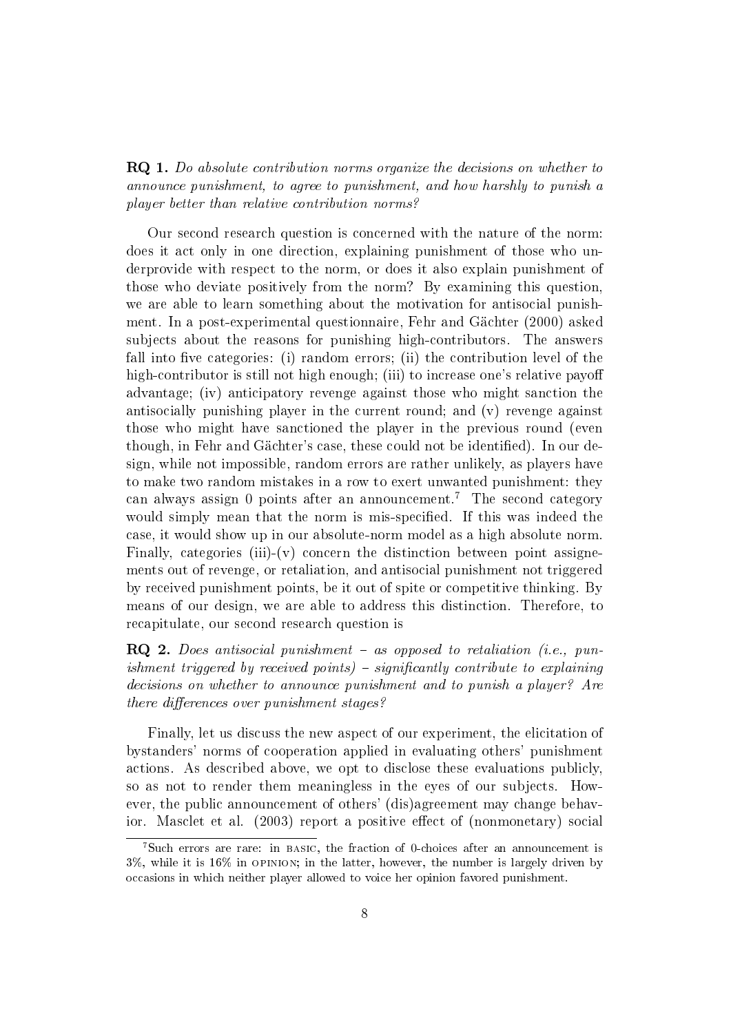**RQ 1.** *Do absolute contribution norms organize the decisions on whether to announce punishment, to agree to punishment, and how harshly to punish a player better than relative contribution norms?*

Our second research question is concerned with the nature of the norm: does it act only in one direction, explaining punishment of those who underprovide with respect to the norm, or does it also explain punishment of those who deviate positively from the norm? By examining this question, we are able to learn something about the motivation for antisocial punishment. In a post-experimental questionnaire, Fehr and Gächter (2000) asked subjects about the reasons for punishing high-contributors. The answers fall into five categories: (i) random errors; (ii) the contribution level of the high-contributor is still not high enough; (iii) to increase one's relative payoff advantage; (iv) anticipatory revenge against those who might sanction the antisocially punishing player in the current round; and (v) revenge against those who might have sanctioned the player in the previous round (even though, in Fehr and Gächter's case, these could not be identified). In our design, while not impossible, random errors are rather unlikely, as players have to make two random mistakes in a row to exert unwanted punishment: they can always assign 0 points after an announcement.[7] The second category would simply mean that the norm is mis-specified. If this was indeed the case, it would show up in our absolute-norm model as a high absolute norm. Finally, categories (iii)-(v) concern the distinction between point assignements out of revenge, or retaliation, and antisocial punishment not triggered by received punishment points, be it out of spite or competitive thinking. By means of our design, we are able to address this distinction. Therefore, to recapitulate, our second research question is

**RQ 2.** *Does antisocial punishment – as opposed to retaliation (i.e., punishment triggered by received points) – significantly contribute to explaining decisions on whether to announce punishment and to punish a player? Are there differences over punishment stages?*

Finally, let us discuss the new aspect of our experiment, the elicitation of bystanders' norms of cooperation applied in evaluating others' punishment actions. As described above, we opt to disclose these evaluations publicly, so as not to render them meaningless in the eyes of our subjects. However, the public announcement of others' (dis)agreement may change behavior. Masclet et al. (2003) report a positive effect of (nonmonetary) social

[7] Such errors are rare: in BASIC, the fraction of 0-choices after an announcement is 3%, while it is 16% in OPINION; in the latter, however, the number is largely driven by occasions in which neither player allowed to voice her opinion favored punishment.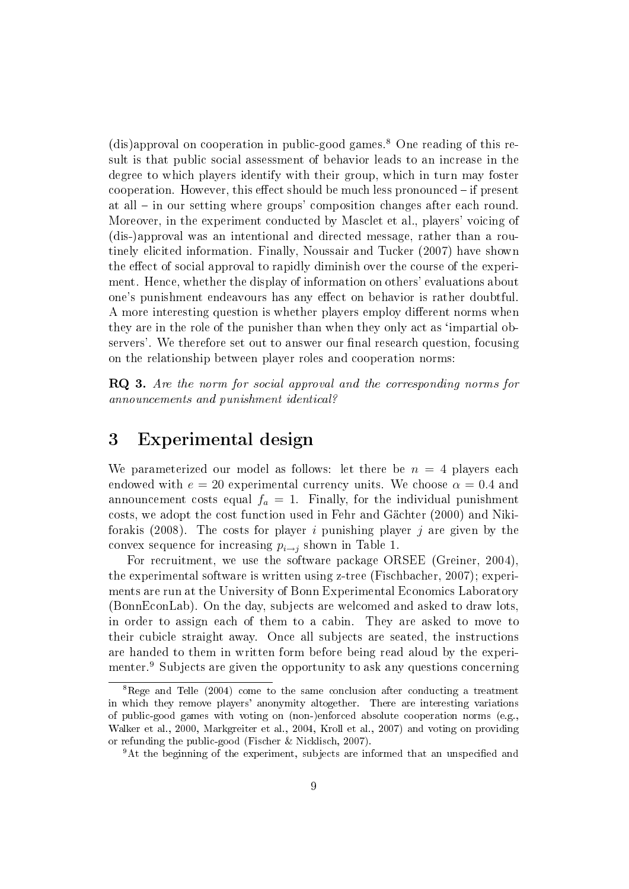(dis)approval on cooperation in public-good games.[8] One reading of this result is that public social assessment of behavior leads to an increase in the degree to which players identify with their group, which in turn may foster cooperation. However, this effect should be much less pronounced – if present at all – in our setting where groups' composition changes after each round. Moreover, in the experiment conducted by Masclet et al., players' voicing of (dis-)approval was an intentional and directed message, rather than a routinely elicited information. Finally, Noussair and Tucker (2007) have shown the effect of social approval to rapidly diminish over the course of the experiment. Hence, whether the display of information on others' evaluations about one's punishment endeavours has any effect on behavior is rather doubtful. A more interesting question is whether players employ different norms when they are in the role of the punisher than when they only act as 'impartial observers'. We therefore set out to answer our final research question, focusing on the relationship between player roles and cooperation norms:

**RQ 3.** *Are the norm for social approval and the corresponding norms for announcements and punishment identical?*

# 3 Experimental design

We parameterized our model as follows: let there be $n = 4$ players each endowed with $e = 20$ experimental currency units. We choose $\alpha = 0.4$ and announcement costs equal $f_a = 1$. Finally, for the individual punishment costs, we adopt the cost function used in Fehr and Gächter (2000) and Nikiforakis (2008). The costs for player $i$ punishing player $j$ are given by the convex sequence for increasing $p_{i \to j}$ shown in Table 1.

For recruitment, we use the software package ORSEE (Greiner, 2004), the experimental software is written using z-tree (Fischbacher, 2007); experiments are run at the University of Bonn Experimental Economics Laboratory (BonnEconLab). On the day, subjects are welcomed and asked to draw lots, in order to assign each of them to a cabin. They are asked to move to their cubicle straight away. Once all subjects are seated, the instructions are handed to them in written form before being read aloud by the experimenter.[9] Subjects are given the opportunity to ask any questions concerning

[8] Rege and Telle (2004) come to the same conclusion after conducting a treatment in which they remove players' anonymity altogether. There are interesting variations of public-good games with voting on (non-)enforced absolute cooperation norms (e.g., Walker et al., 2000, Markgreiter et al., 2004, Kroll et al., 2007) and voting on providing or refunding the public-good (Fischer & Nicklisch, 2007).

[9] At the beginning of the experiment, subjects are informed that an unspecified and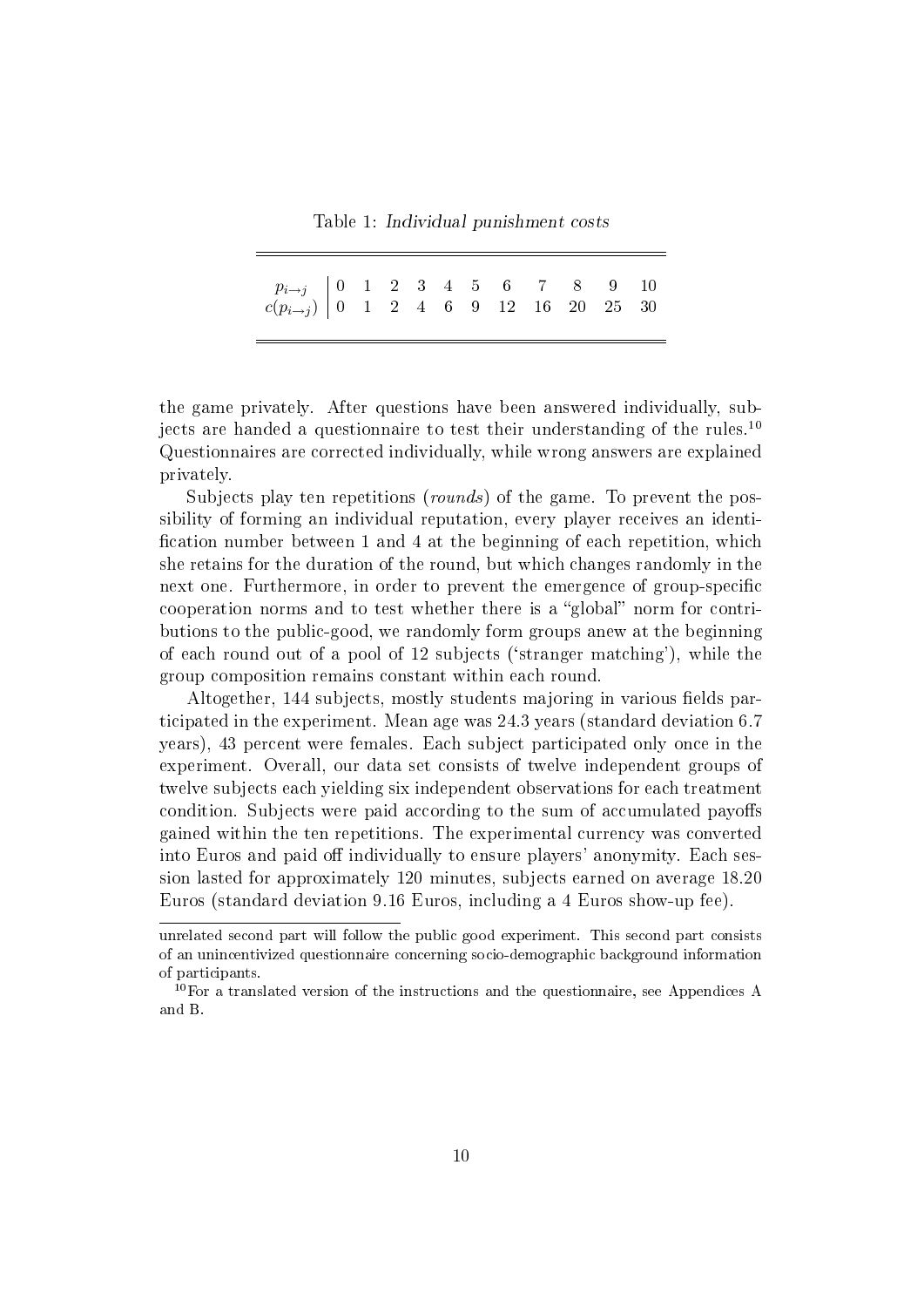Table 1: *Individual punishment costs*

| $p_{i \to j}$ | 0 | 1 | 2 | 3 | 4 | 5 | 6 | 7 | 8 | 9 | 10 |
|---|---|---|---|---|---|---|---|---|---|---|---|
| $c(p_{i \to j})$ | 0 | 1 | 2 | 4 | 6 | 9 | 12 | 16 | 20 | 25 | 30 |

the game privately. After questions have been answered individually, subjects are handed a questionnaire to test their understanding of the rules.[10] Questionnaires are corrected individually, while wrong answers are explained privately.

Subjects play ten repetitions (*rounds*) of the game. To prevent the possibility of forming an individual reputation, every player receives an identification number between 1 and 4 at the beginning of each repetition, which she retains for the duration of the round, but which changes randomly in the next one. Furthermore, in order to prevent the emergence of group-specific cooperation norms and to test whether there is a "global" norm for contributions to the public-good, we randomly form groups anew at the beginning of each round out of a pool of 12 subjects ('stranger matching'), while the group composition remains constant within each round.

Altogether, 144 subjects, mostly students majoring in various fields participated in the experiment. Mean age was 24.3 years (standard deviation 6.7 years), 43 percent were females. Each subject participated only once in the experiment. Overall, our data set consists of twelve independent groups of twelve subjects each yielding six independent observations for each treatment condition. Subjects were paid according to the sum of accumulated payoffs gained within the ten repetitions. The experimental currency was converted into Euros and paid off individually to ensure players' anonymity. Each session lasted for approximately 120 minutes, subjects earned on average 18.20 Euros (standard deviation 9.16 Euros, including a 4 Euros show-up fee).

unrelated second part will follow the public good experiment. This second part consists of an unincentivized questionnaire concerning socio-demographic background information of participants.

[10] For a translated version of the instructions and the questionnaire, see Appendices A and B.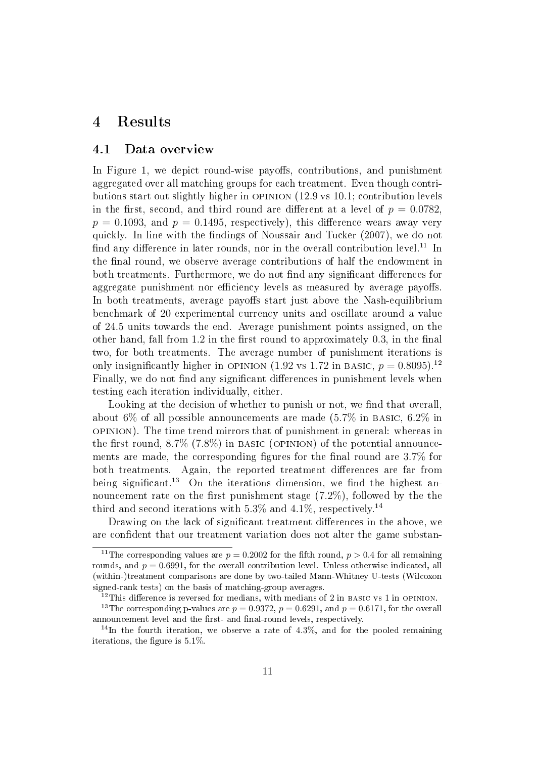# 4 Results

## 4.1 Data overview

In Figure 1, we depict round-wise payoffs, contributions, and punishment aggregated over all matching groups for each treatment. Even though contributions start out slightly higher in OPINION (12.9 vs 10.1; contribution levels in the first, second, and third round are different at a level of $p = 0.0782$, $p = 0.1093$, and $p = 0.1495$, respectively), this difference wears away very quickly. In line with the findings of Noussair and Tucker (2007), we do not find any difference in later rounds, nor in the overall contribution level.[11] In the final round, we observe average contributions of half the endowment in both treatments. Furthermore, we do not find any significant differences for aggregate punishment nor efficiency levels as measured by average payoffs. In both treatments, average payoffs start just above the Nash-equilibrium benchmark of 20 experimental currency units and oscillate around a value of 24.5 units towards the end. Average punishment points assigned, on the other hand, fall from 1.2 in the first round to approximately 0.3, in the final two, for both treatments. The average number of punishment iterations is only insignificantly higher in OPINION (1.92 vs 1.72 in BASIC, $p = 0.8095$).[12] Finally, we do not find any significant differences in punishment levels when testing each iteration individually, either.

Looking at the decision of whether to punish or not, we find that overall, about 6% of all possible announcements are made (5.7% in BASIC, 6.2% in OPINION). The time trend mirrors that of punishment in general: whereas in the first round, 8.7% (7.8%) in BASIC (OPINION) of the potential announcements are made, the corresponding figures for the final round are 3.7% for both treatments. Again, the reported treatment differences are far from being significant.[13] On the iterations dimension, we find the highest announcement rate on the first punishment stage (7.2%), followed by the the third and second iterations with 5.3% and 4.1%, respectively.[14]

Drawing on the lack of significant treatment differences in the above, we are confident that our treatment variation does not alter the game substan-

[11] The corresponding values are $p = 0.2002$ for the fifth round, $p > 0.4$ for all remaining rounds, and $p = 0.6991$, for the overall contribution level. Unless otherwise indicated, all (within-)treatment comparisons are done by two-tailed Mann-Whitney U-tests (Wilcoxon signed-rank tests) on the basis of matching-group averages.

[12] This difference is reversed for medians, with medians of 2 in BASIC vs 1 in OPINION.

[13] The corresponding p-values are $p = 0.9372$, $p = 0.6291$, and $p = 0.6171$, for the overall announcement level and the first- and final-round levels, respectively.

[14] In the fourth iteration, we observe a rate of 4.3%, and for the pooled remaining iterations, the figure is 5.1%.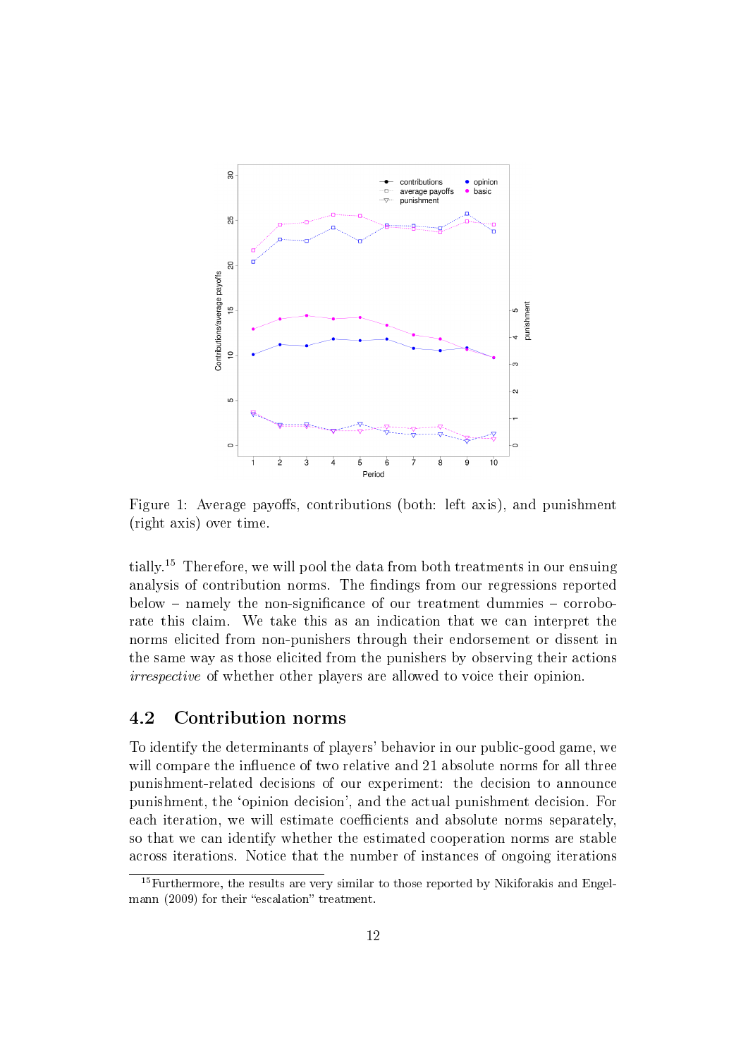Figure 1: Average payoffs, contributions (both: left axis), and punishment (right axis) over time.

tially.[15] Therefore, we will pool the data from both treatments in our ensuing analysis of contribution norms. The findings from our regressions reported below – namely the non-significance of our treatment dummies – corroborate this claim. We take this as an indication that we can interpret the norms elicited from non-punishers through their endorsement or dissent in the same way as those elicited from the punishers by observing their actions *irrespective* of whether other players are allowed to voice their opinion.

## 4.2 Contribution norms

To identify the determinants of players' behavior in our public-good game, we will compare the influence of two relative and 21 absolute norms for all three punishment-related decisions of our experiment: the decision to announce punishment, the 'opinion decision', and the actual punishment decision. For each iteration, we will estimate coefficients and absolute norms separately, so that we can identify whether the estimated cooperation norms are stable across iterations. Notice that the number of instances of ongoing iterations

[15] Furthermore, the results are very similar to those reported by Nikiforakis and Engelmann (2009) for their "escalation" treatment.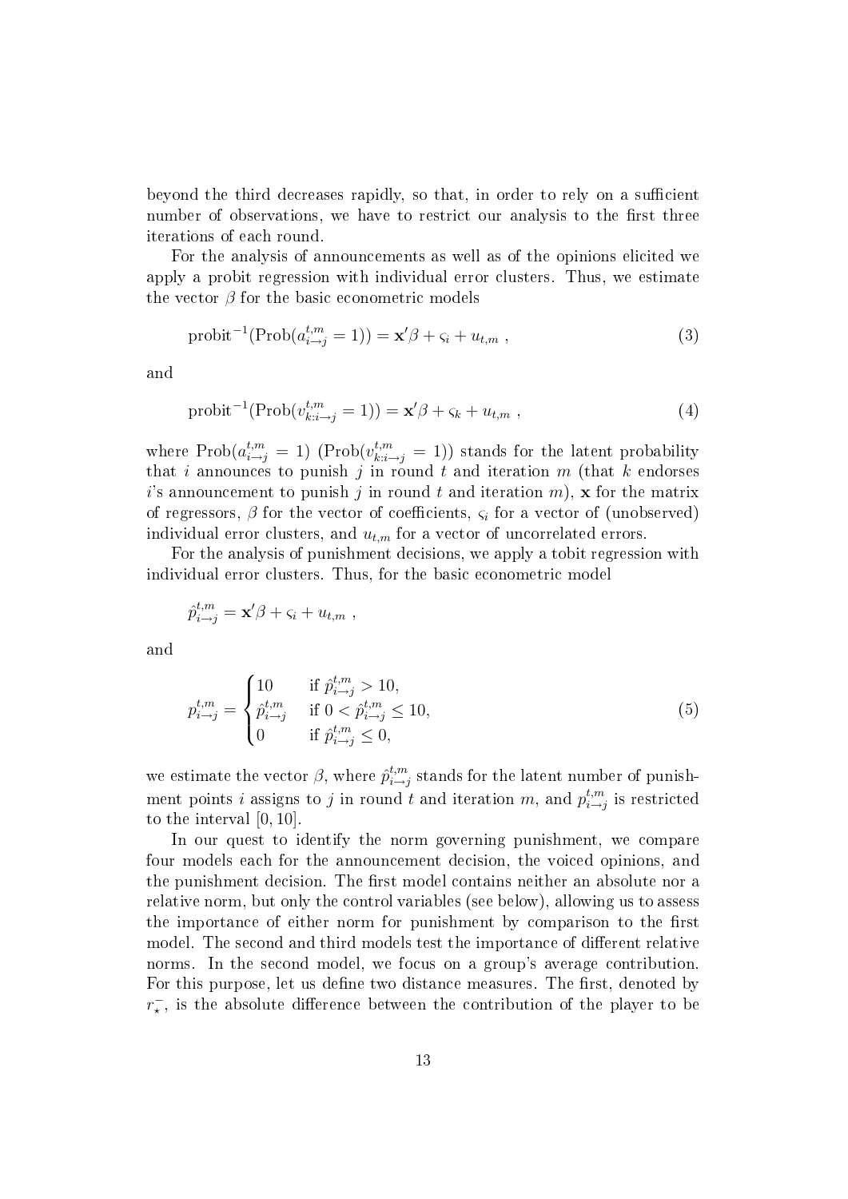beyond the third decreases rapidly, so that, in order to rely on a sufficient number of observations, we have to restrict our analysis to the first three iterations of each round.

For the analysis of announcements as well as of the opinions elicited we apply a probit regression with individual error clusters. Thus, we estimate the vector $\beta$ for the basic econometric models

$$\text{probit}^{-1}(\text{Prob}(a^{t,m}_{i\to j}=1)) = \mathbf{x}'\beta + \varsigma_i + u_{t,m} \ , \tag{3}$$

and

$$\text{probit}^{-1}(\text{Prob}(v^{t,m}_{k:i\to j}=1)) = \mathbf{x}'\beta + \varsigma_k + u_{t,m} \ , \tag{4}$$

where $\text{Prob}(a^{t,m}_{i\to j}=1)$ ($\text{Prob}(v^{t,m}_{k:i\to j}=1)$) stands for the latent probability that $i$ announces to punish $j$ in round $t$ and iteration $m$ (that $k$ endorses $i$'s announcement to punish $j$ in round $t$ and iteration $m$), $\mathbf{x}$ for the matrix of regressors, $\beta$ for the vector of coefficients, $\varsigma_i$ for a vector of (unobserved) individual error clusters, and $u_{t,m}$ for a vector of uncorrelated errors.

For the analysis of punishment decisions, we apply a tobit regression with individual error clusters. Thus, for the basic econometric model

$$\hat{p}^{t,m}_{i\to j} = \mathbf{x}'\beta + \varsigma_i + u_{t,m} \ ,$$

and

$$p^{t,m}_{i\to j} = \begin{cases} 10 & \text{if } \hat{p}^{t,m}_{i\to j} > 10, \\ \hat{p}^{t,m}_{i\to j} & \text{if } 0 < \hat{p}^{t,m}_{i\to j} \leq 10, \\ 0 & \text{if } \hat{p}^{t,m}_{i\to j} \leq 0, \end{cases} \tag{5}$$

we estimate the vector $\beta$, where $\hat{p}^{t,m}_{i\to j}$ stands for the latent number of punishment points $i$ assigns to $j$ in round $t$ and iteration $m$, and $p^{t,m}_{i\to j}$ is restricted to the interval $[0, 10]$.

In our quest to identify the norm governing punishment, we compare four models each for the announcement decision, the voiced opinions, and the punishment decision. The first model contains neither an absolute nor a relative norm, but only the control variables (see below), allowing us to assess the importance of either norm for punishment by comparison to the first model. The second and third models test the importance of different relative norms. In the second model, we focus on a group's average contribution. For this purpose, let us define two distance measures. The first, denoted by $r^-_\star$, is the absolute difference between the contribution of the player to be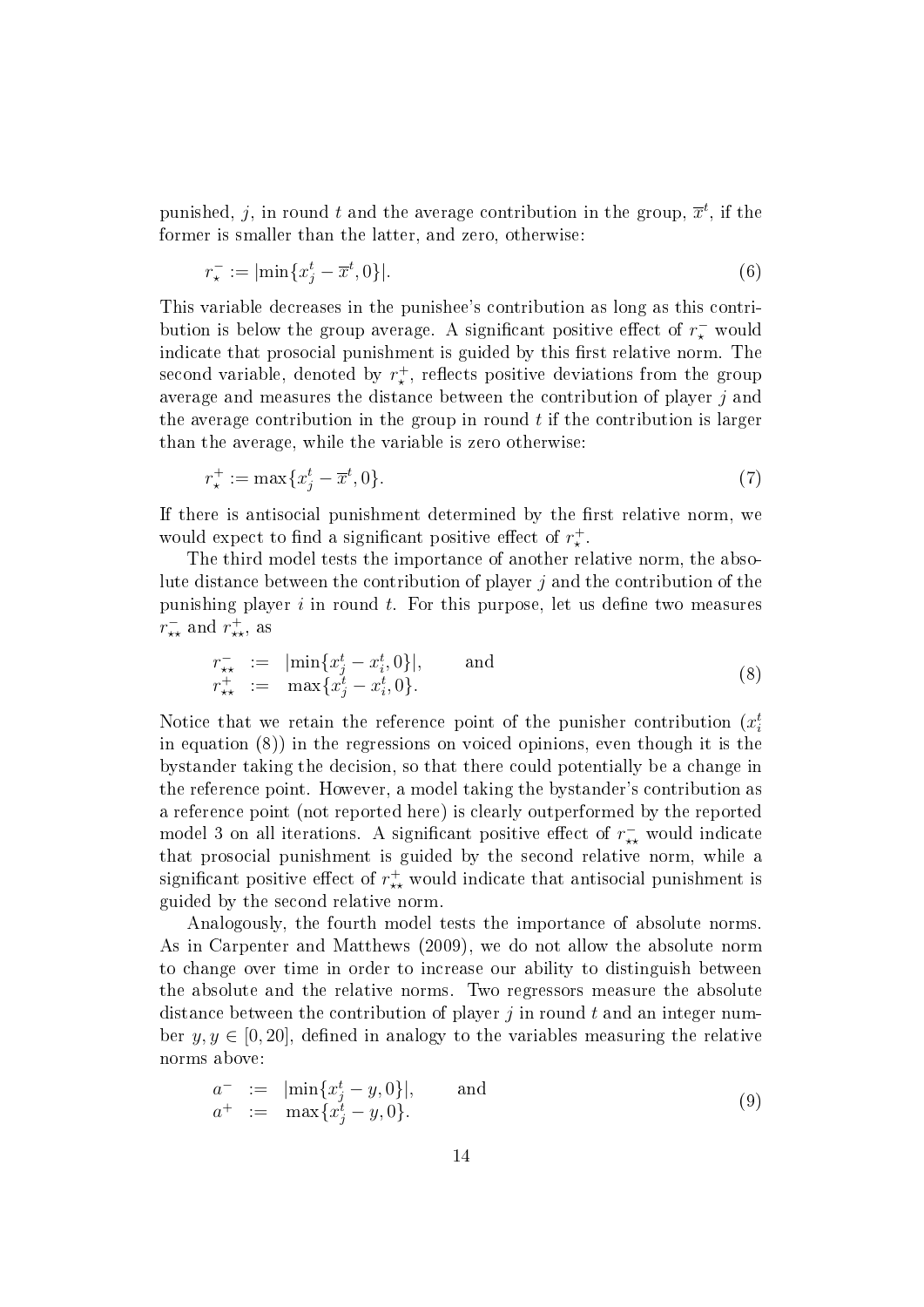punished, $j$, in round $t$ and the average contribution in the group, $\overline{x}^t$, if the former is smaller than the latter, and zero, otherwise:

$$r_{\star}^{-} := |\min\{x_j^t - \overline{x}^t, 0\}|. \tag{6}$$

This variable decreases in the punishee's contribution as long as this contribution is below the group average. A significant positive effect of $r_{\star}^{-}$ would indicate that prosocial punishment is guided by this first relative norm. The second variable, denoted by $r_{\star}^{+}$, reflects positive deviations from the group average and measures the distance between the contribution of player $j$ and the average contribution in the group in round $t$ if the contribution is larger than the average, while the variable is zero otherwise:

$$r_{\star}^{+} := \max\{x_j^t - \overline{x}^t, 0\}. \tag{7}$$

If there is antisocial punishment determined by the first relative norm, we would expect to find a significant positive effect of $r_{\star}^{+}$.

The third model tests the importance of another relative norm, the absolute distance between the contribution of player $j$ and the contribution of the punishing player $i$ in round $t$. For this purpose, let us define two measures $r_{\star\star}^{-}$ and $r_{\star\star}^{+}$, as

$$\begin{aligned} r_{\star\star}^{-} &:= |\min\{x_j^t - x_i^t, 0\}|, \qquad \text{and} \\ r_{\star\star}^{+} &:= \max\{x_j^t - x_i^t, 0\}. \end{aligned} \tag{8}$$

Notice that we retain the reference point of the punisher contribution ($x_i^t$ in equation (8)) in the regressions on voiced opinions, even though it is the bystander taking the decision, so that there could potentially be a change in the reference point. However, a model taking the bystander's contribution as a reference point (not reported here) is clearly outperformed by the reported model 3 on all iterations. A significant positive effect of $r_{\star\star}^{-}$ would indicate that prosocial punishment is guided by the second relative norm, while a significant positive effect of $r_{\star\star}^{+}$ would indicate that antisocial punishment is guided by the second relative norm.

Analogously, the fourth model tests the importance of absolute norms. As in Carpenter and Matthews (2009), we do not allow the absolute norm to change over time in order to increase our ability to distinguish between the absolute and the relative norms. Two regressors measure the absolute distance between the contribution of player $j$ in round $t$ and an integer number $y, y \in [0, 20]$, defined in analogy to the variables measuring the relative norms above:

$$\begin{aligned} a^{-} &:= |\min\{x_j^t - y, 0\}|, \qquad \text{and} \\ a^{+} &:= \max\{x_j^t - y, 0\}. \end{aligned} \tag{9}$$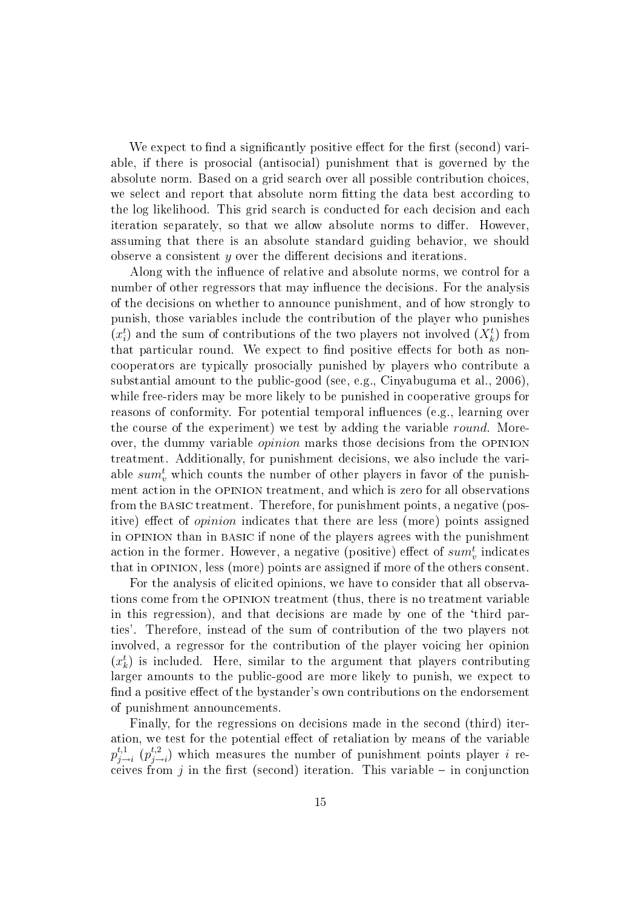We expect to find a significantly positive effect for the first (second) variable, if there is prosocial (antisocial) punishment that is governed by the absolute norm. Based on a grid search over all possible contribution choices, we select and report that absolute norm fitting the data best according to the log likelihood. This grid search is conducted for each decision and each iteration separately, so that we allow absolute norms to differ. However, assuming that there is an absolute standard guiding behavior, we should observe a consistent $y$ over the different decisions and iterations.

Along with the influence of relative and absolute norms, we control for a number of other regressors that may influence the decisions. For the analysis of the decisions on whether to announce punishment, and of how strongly to punish, those variables include the contribution of the player who punishes ($x_i^t$) and the sum of contributions of the two players not involved ($X_k^t$) from that particular round. We expect to find positive effects for both as non-cooperators are typically prosocially punished by players who contribute a substantial amount to the public-good (see, e.g., Cinyabuguma et al., 2006), while free-riders may be more likely to be punished in cooperative groups for reasons of conformity. For potential temporal influences (e.g., learning over the course of the experiment) we test by adding the variable *round*. Moreover, the dummy variable *opinion* marks those decisions from the OPINION treatment. Additionally, for punishment decisions, we also include the variable $sum_v^t$ which counts the number of other players in favor of the punishment action in the OPINION treatment, and which is zero for all observations from the BASIC treatment. Therefore, for punishment points, a negative (positive) effect of *opinion* indicates that there are less (more) points assigned in OPINION than in BASIC if none of the players agrees with the punishment action in the former. However, a negative (positive) effect of $sum_v^t$ indicates that in OPINION, less (more) points are assigned if more of the others consent.

For the analysis of elicited opinions, we have to consider that all observations come from the OPINION treatment (thus, there is no treatment variable in this regression), and that decisions are made by one of the 'third parties'. Therefore, instead of the sum of contribution of the two players not involved, a regressor for the contribution of the player voicing her opinion ($x_k^t$) is included. Here, similar to the argument that players contributing larger amounts to the public-good are more likely to punish, we expect to find a positive effect of the bystander's own contributions on the endorsement of punishment announcements.

Finally, for the regressions on decisions made in the second (third) iteration, we test for the potential effect of retaliation by means of the variable $p_{j \to i}^{t,1}$ ($p_{j \to i}^{t,2}$) which measures the number of punishment points player $i$ receives from $j$ in the first (second) iteration. This variable – in conjunction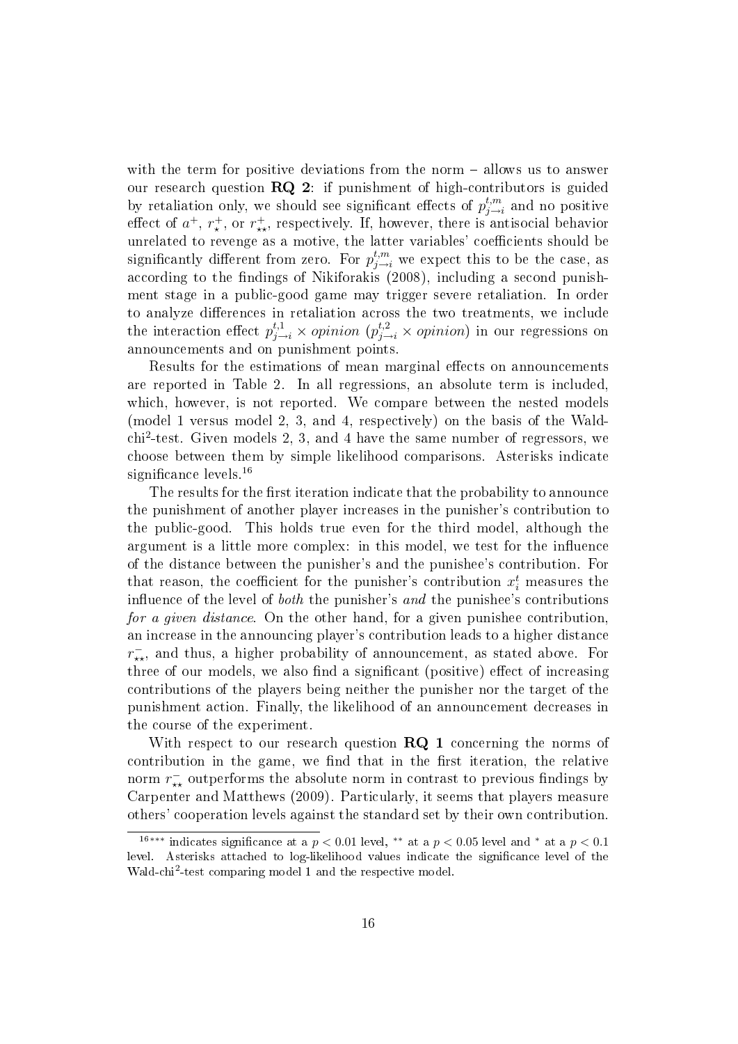with the term for positive deviations from the norm – allows us to answer our research question **RQ 2**: if punishment of high-contributors is guided by retaliation only, we should see significant effects of $p^{t,m}_{j\to i}$ and no positive effect of $a^+$, $r^+_\star$, or $r^+_{\star\star}$, respectively. If, however, there is antisocial behavior unrelated to revenge as a motive, the latter variables' coefficients should be significantly different from zero. For $p^{t,m}_{j\to i}$ we expect this to be the case, as according to the findings of Nikiforakis (2008), including a second punishment stage in a public-good game may trigger severe retaliation. In order to analyze differences in retaliation across the two treatments, we include the interaction effect $p^{t,1}_{j\to i} \times opinion$ ($p^{t,2}_{j\to i} \times opinion$) in our regressions on announcements and on punishment points.

Results for the estimations of mean marginal effects on announcements are reported in Table 2. In all regressions, an absolute term is included, which, however, is not reported. We compare between the nested models (model 1 versus model 2, 3, and 4, respectively) on the basis of the Wald-chi$^2$-test. Given models 2, 3, and 4 have the same number of regressors, we choose between them by simple likelihood comparisons. Asterisks indicate significance levels.[16]

The results for the first iteration indicate that the probability to announce the punishment of another player increases in the punisher's contribution to the public-good. This holds true even for the third model, although the argument is a little more complex: in this model, we test for the influence of the distance between the punisher's and the punishee's contribution. For that reason, the coefficient for the punisher's contribution $x^t_i$ measures the influence of the level of *both* the punisher's *and* the punishee's contributions *for a given distance*. On the other hand, for a given punishee contribution, an increase in the announcing player's contribution leads to a higher distance $r^-_{\star\star}$, and thus, a higher probability of announcement, as stated above. For three of our models, we also find a significant (positive) effect of increasing contributions of the players being neither the punisher nor the target of the punishment action. Finally, the likelihood of an announcement decreases in the course of the experiment.

With respect to our research question **RQ 1** concerning the norms of contribution in the game, we find that in the first iteration, the relative norm $r^-_{\star\star}$ outperforms the absolute norm in contrast to previous findings by Carpenter and Matthews (2009). Particularly, it seems that players measure others' cooperation levels against the standard set by their own contribution.

---

[16] $^{***}$ indicates significance at a $p < 0.01$ level, $^{**}$ at a $p < 0.05$ level and $^{*}$ at a $p < 0.1$ level. Asterisks attached to log-likelihood values indicate the significance level of the Wald-chi$^2$-test comparing model 1 and the respective model.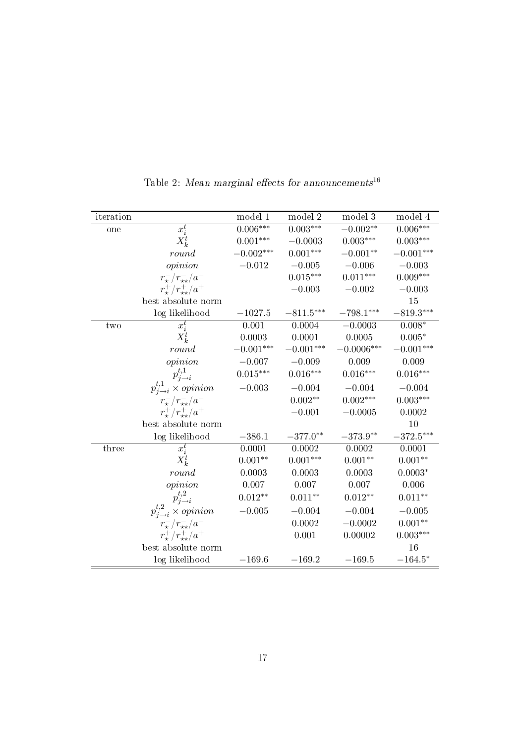Table 2: *Mean marginal effects for announcements*[16]

| iteration | | model 1 | model 2 | model 3 | model 4 |
|---|---|---|---|---|---|
| one | $x_i^t$ | $0.006^{***}$ | $0.003^{***}$ | $-0.002^{**}$ | $0.006^{***}$ |
| | $X_k^t$ | $0.001^{***}$ | $-0.0003$ | $0.003^{***}$ | $0.003^{***}$ |
| | $round$ | $-0.002^{***}$ | $0.001^{***}$ | $-0.001^{**}$ | $-0.001^{***}$ |
| | $opinion$ | $-0.012$ | $-0.005$ | $-0.006$ | $-0.003$ |
| | $r_\star^-/r_{\star\star}^-/a^-$ | | $0.015^{***}$ | $0.011^{***}$ | $0.009^{***}$ |
| | $r_\star^+/r_{\star\star}^+/a^+$ | | $-0.003$ | $-0.002$ | $-0.003$ |
| | best absolute norm | | | | 15 |
| | log likelihood | $-1027.5$ | $-811.5^{***}$ | $-798.1^{***}$ | $-819.3^{***}$ |
| two | $x_i^t$ | $0.001$ | $0.0004$ | $-0.0003$ | $0.008^{*}$ |
| | $X_k^t$ | $0.0003$ | $0.0001$ | $0.0005$ | $0.005^{*}$ |
| | $round$ | $-0.001^{***}$ | $-0.001^{***}$ | $-0.0006^{***}$ | $-0.001^{***}$ |
| | $opinion$ | $-0.007$ | $-0.009$ | $0.009$ | $0.009$ |
| | $p_{j\to i}^{t,1}$ | $0.015^{***}$ | $0.016^{***}$ | $0.016^{***}$ | $0.016^{***}$ |
| | $p_{j\to i}^{t,1} \times opinion$ | $-0.003$ | $-0.004$ | $-0.004$ | $-0.004$ |
| | $r_\star^-/r_{\star\star}^-/a^-$ | | $0.002^{**}$ | $0.002^{***}$ | $0.003^{***}$ |
| | $r_\star^+/r_{\star\star}^+/a^+$ | | $-0.001$ | $-0.0005$ | $0.0002$ |
| | best absolute norm | | | | 10 |
| | log likelihood | $-386.1$ | $-377.0^{**}$ | $-373.9^{**}$ | $-372.5^{***}$ |
| three | $x_i^t$ | $0.0001$ | $0.0002$ | $0.0002$ | $0.0001$ |
| | $X_k^t$ | $0.001^{**}$ | $0.001^{***}$ | $0.001^{**}$ | $0.001^{**}$ |
| | $round$ | $0.0003$ | $0.0003$ | $0.0003$ | $0.0003^{*}$ |
| | $opinion$ | $0.007$ | $0.007$ | $0.007$ | $0.006$ |
| | $p_{j\to i}^{t,2}$ | $0.012^{**}$ | $0.011^{**}$ | $0.012^{**}$ | $0.011^{**}$ |
| | $p_{j\to i}^{t,2} \times opinion$ | $-0.005$ | $-0.004$ | $-0.004$ | $-0.005$ |
| | $r_\star^-/r_{\star\star}^-/a^-$ | | $0.0002$ | $-0.0002$ | $0.001^{**}$ |
| | $r_\star^+/r_{\star\star}^+/a^+$ | | $0.001$ | $0.00002$ | $0.003^{***}$ |
| | best absolute norm | | | | 16 |
| | log likelihood | $-169.6$ | $-169.2$ | $-169.5$ | $-164.5^{*}$ |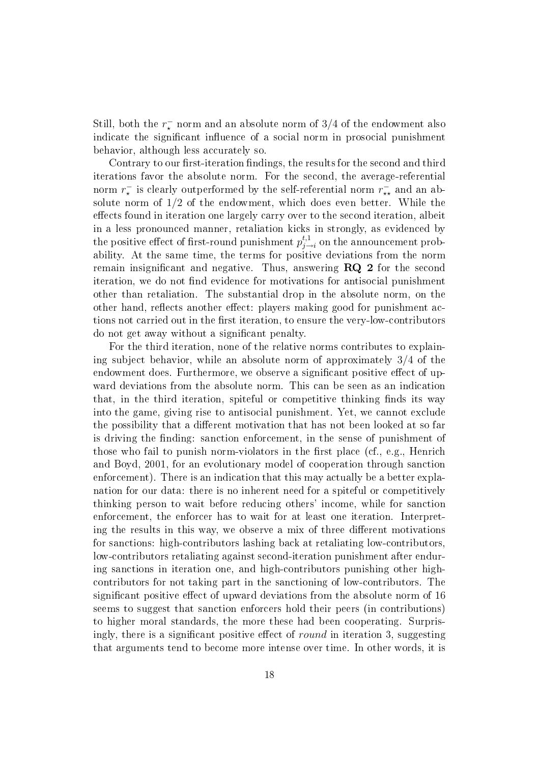Still, both the $r^-_\star$ norm and an absolute norm of 3/4 of the endowment also indicate the significant influence of a social norm in prosocial punishment behavior, although less accurately so.

Contrary to our first-iteration findings, the results for the second and third iterations favor the absolute norm. For the second, the average-referential norm $r^-_\star$ is clearly outperformed by the self-referential norm $r^-_{\star\star}$ and an absolute norm of 1/2 of the endowment, which does even better. While the effects found in iteration one largely carry over to the second iteration, albeit in a less pronounced manner, retaliation kicks in strongly, as evidenced by the positive effect of first-round punishment $p^{t,1}_{j\to i}$ on the announcement probability. At the same time, the terms for positive deviations from the norm remain insignificant and negative. Thus, answering **RQ 2** for the second iteration, we do not find evidence for motivations for antisocial punishment other than retaliation. The substantial drop in the absolute norm, on the other hand, reflects another effect: players making good for punishment actions not carried out in the first iteration, to ensure the very-low-contributors do not get away without a significant penalty.

For the third iteration, none of the relative norms contributes to explaining subject behavior, while an absolute norm of approximately 3/4 of the endowment does. Furthermore, we observe a significant positive effect of upward deviations from the absolute norm. This can be seen as an indication that, in the third iteration, spiteful or competitive thinking finds its way into the game, giving rise to antisocial punishment. Yet, we cannot exclude the possibility that a different motivation that has not been looked at so far is driving the finding: sanction enforcement, in the sense of punishment of those who fail to punish norm-violators in the first place (cf., e.g., Henrich and Boyd, 2001, for an evolutionary model of cooperation through sanction enforcement). There is an indication that this may actually be a better explanation for our data: there is no inherent need for a spiteful or competitively thinking person to wait before reducing others' income, while for sanction enforcement, the enforcer has to wait for at least one iteration. Interpreting the results in this way, we observe a mix of three different motivations for sanctions: high-contributors lashing back at retaliating low-contributors, low-contributors retaliating against second-iteration punishment after enduring sanctions in iteration one, and high-contributors punishing other high-contributors for not taking part in the sanctioning of low-contributors. The significant positive effect of upward deviations from the absolute norm of 16 seems to suggest that sanction enforcers hold their peers (in contributions) to higher moral standards, the more these had been cooperating. Surprisingly, there is a significant positive effect of *round* in iteration 3, suggesting that arguments tend to become more intense over time. In other words, it is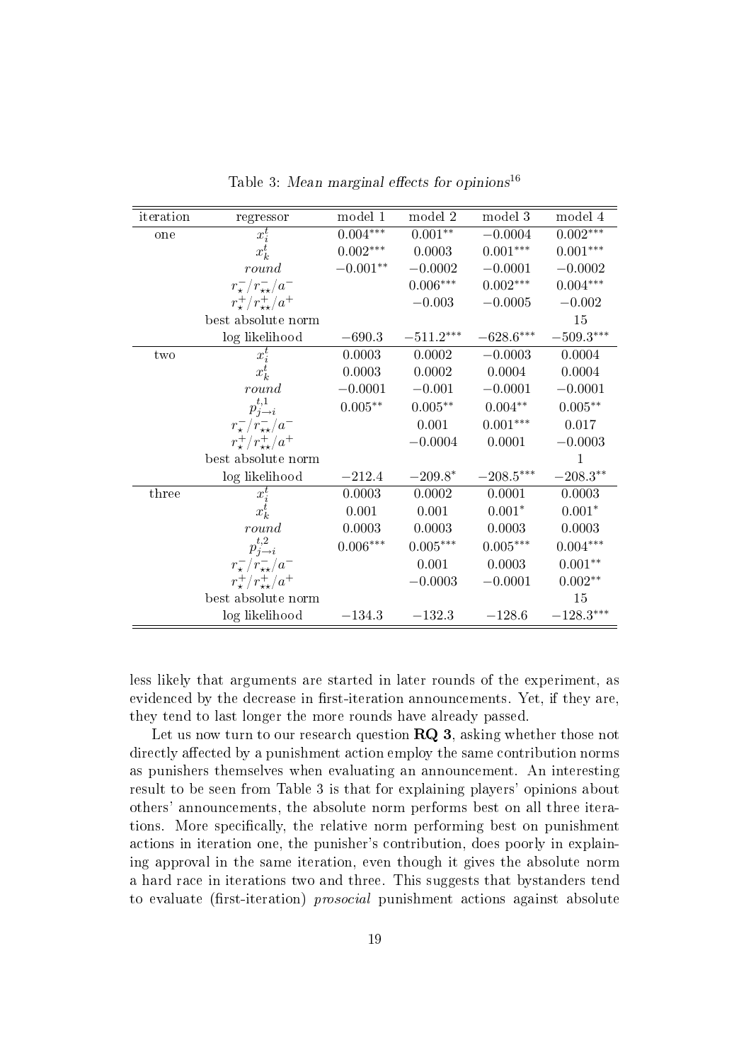Table 3: *Mean marginal effects for opinions*[16]

| iteration | regressor | model 1 | model 2 | model 3 | model 4 |
|---|---|---|---|---|---|
| one | $x_i^t$ | $0.004^{***}$ | $0.001^{**}$ | $-0.0004$ | $0.002^{***}$ |
| | $x_k^t$ | $0.002^{***}$ | $0.0003$ | $0.001^{***}$ | $0.001^{***}$ |
| | $round$ | $-0.001^{**}$ | $-0.0002$ | $-0.0001$ | $-0.0002$ |
| | $r_\star^-/r_{\star\star}^-/a^-$ | | $0.006^{***}$ | $0.002^{***}$ | $0.004^{***}$ |
| | $r_\star^+/r_{\star\star}^+/a^+$ | | $-0.003$ | $-0.0005$ | $-0.002$ |
| | best absolute norm | | | | 15 |
| | log likelihood | $-690.3$ | $-511.2^{***}$ | $-628.6^{***}$ | $-509.3^{***}$ |
| two | $x_i^t$ | $0.0003$ | $0.0002$ | $-0.0003$ | $0.0004$ |
| | $x_k^t$ | $0.0003$ | $0.0002$ | $0.0004$ | $0.0004$ |
| | $round$ | $-0.0001$ | $-0.001$ | $-0.0001$ | $-0.0001$ |
| | $p_{j\to i}^{t,1}$ | $0.005^{**}$ | $0.005^{**}$ | $0.004^{**}$ | $0.005^{**}$ |
| | $r_\star^-/r_{\star\star}^-/a^-$ | | $0.001$ | $0.001^{***}$ | $0.017$ |
| | $r_\star^+/r_{\star\star}^+/a^+$ | | $-0.0004$ | $0.0001$ | $-0.0003$ |
| | best absolute norm | | | | 1 |
| | log likelihood | $-212.4$ | $-209.8^{*}$ | $-208.5^{***}$ | $-208.3^{**}$ |
| three | $x_i^t$ | $0.0003$ | $0.0002$ | $0.0001$ | $0.0003$ |
| | $x_k^t$ | $0.001$ | $0.001$ | $0.001^{*}$ | $0.001^{*}$ |
| | $round$ | $0.0003$ | $0.0003$ | $0.0003$ | $0.0003$ |
| | $p_{j\to i}^{t,2}$ | $0.006^{***}$ | $0.005^{***}$ | $0.005^{***}$ | $0.004^{***}$ |
| | $r_\star^-/r_{\star\star}^-/a^-$ | | $0.001$ | $0.0003$ | $0.001^{**}$ |
| | $r_\star^+/r_{\star\star}^+/a^+$ | | $-0.0003$ | $-0.0001$ | $0.002^{**}$ |
| | best absolute norm | | | | 15 |
| | log likelihood | $-134.3$ | $-132.3$ | $-128.6$ | $-128.3^{***}$ |

less likely that arguments are started in later rounds of the experiment, as evidenced by the decrease in first-iteration announcements. Yet, if they are, they tend to last longer the more rounds have already passed.

Let us now turn to our research question **RQ 3**, asking whether those not directly affected by a punishment action employ the same contribution norms as punishers themselves when evaluating an announcement. An interesting result to be seen from Table 3 is that for explaining players' opinions about others' announcements, the absolute norm performs best on all three iterations. More specifically, the relative norm performing best on punishment actions in iteration one, the punisher's contribution, does poorly in explaining approval in the same iteration, even though it gives the absolute norm a hard race in iterations two and three. This suggests that bystanders tend to evaluate (first-iteration) *prosocial* punishment actions against absolute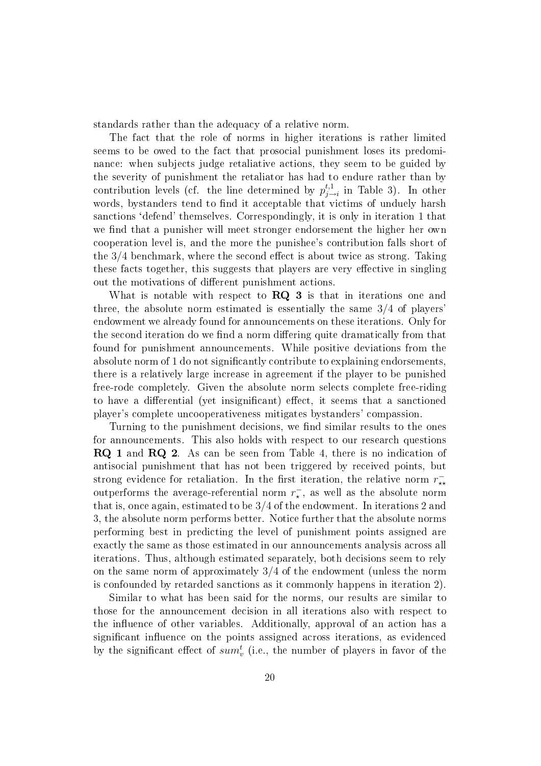standards rather than the adequacy of a relative norm.

The fact that the role of norms in higher iterations is rather limited seems to be owed to the fact that prosocial punishment loses its predominance: when subjects judge retaliative actions, they seem to be guided by the severity of punishment the retaliator has had to endure rather than by contribution levels (cf. the line determined by $p^{t,1}_{j\to i}$ in Table 3). In other words, bystanders tend to find it acceptable that victims of unduely harsh sanctions 'defend' themselves. Correspondingly, it is only in iteration 1 that we find that a punisher will meet stronger endorsement the higher her own cooperation level is, and the more the punishee's contribution falls short of the 3/4 benchmark, where the second effect is about twice as strong. Taking these facts together, this suggests that players are very effective in singling out the motivations of different punishment actions.

What is notable with respect to **RQ 3** is that in iterations one and three, the absolute norm estimated is essentially the same 3/4 of players' endowment we already found for announcements on these iterations. Only for the second iteration do we find a norm differing quite dramatically from that found for punishment announcements. While positive deviations from the absolute norm of 1 do not significantly contribute to explaining endorsements, there is a relatively large increase in agreement if the player to be punished free-rode completely. Given the absolute norm selects complete free-riding to have a differential (yet insignificant) effect, it seems that a sanctioned player's complete uncooperativeness mitigates bystanders' compassion.

Turning to the punishment decisions, we find similar results to the ones for announcements. This also holds with respect to our research questions **RQ 1** and **RQ 2**. As can be seen from Table 4, there is no indication of antisocial punishment that has not been triggered by received points, but strong evidence for retaliation. In the first iteration, the relative norm $r^{-}_{\star\star}$ outperforms the average-referential norm $r^{-}_{\star}$, as well as the absolute norm that is, once again, estimated to be 3/4 of the endowment. In iterations 2 and 3, the absolute norm performs better. Notice further that the absolute norms performing best in predicting the level of punishment points assigned are exactly the same as those estimated in our announcements analysis across all iterations. Thus, although estimated separately, both decisions seem to rely on the same norm of approximately 3/4 of the endowment (unless the norm is confounded by retarded sanctions as it commonly happens in iteration 2).

Similar to what has been said for the norms, our results are similar to those for the announcement decision in all iterations also with respect to the influence of other variables. Additionally, approval of an action has a significant influence on the points assigned across iterations, as evidenced by the significant effect of $sum^{t}_{v}$ (i.e., the number of players in favor of the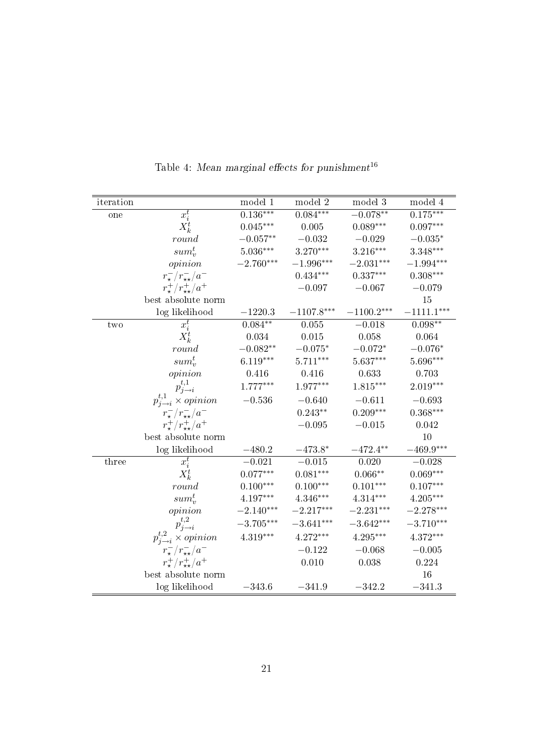Table 4: *Mean marginal effects for punishment*[16]

| iteration | | model 1 | model 2 | model 3 | model 4 |
|---|---|---|---|---|---|
| one | $x_i^t$ | $0.136^{***}$ | $0.084^{***}$ | $-0.078^{**}$ | $0.175^{***}$ |
| | $X_k^t$ | $0.045^{***}$ | $0.005$ | $0.089^{***}$ | $0.097^{***}$ |
| | $round$ | $-0.057^{**}$ | $-0.032$ | $-0.029$ | $-0.035^{*}$ |
| | $sum_v^t$ | $5.036^{***}$ | $3.270^{***}$ | $3.216^{***}$ | $3.348^{***}$ |
| | $opinion$ | $-2.760^{***}$ | $-1.996^{***}$ | $-2.031^{***}$ | $-1.994^{***}$ |
| | $r_\star^-/r_{\star\star}^-/a^-$ | | $0.434^{***}$ | $0.337^{***}$ | $0.308^{***}$ |
| | $r_\star^+/r_{\star\star}^+/a^+$ | | $-0.097$ | $-0.067$ | $-0.079$ |
| | best absolute norm | | | | 15 |
| | log likelihood | $-1220.3$ | $-1107.8^{***}$ | $-1100.2^{***}$ | $-1111.1^{***}$ |
| two | $x_i^t$ | $0.084^{**}$ | $0.055$ | $-0.018$ | $0.098^{**}$ |
| | $X_k^t$ | $0.034$ | $0.015$ | $0.058$ | $0.064$ |
| | $round$ | $-0.082^{**}$ | $-0.075^{*}$ | $-0.072^{*}$ | $-0.076^{*}$ |
| | $sum_v^t$ | $6.119^{***}$ | $5.711^{***}$ | $5.637^{***}$ | $5.696^{***}$ |
| | $opinion$ | $0.416$ | $0.416$ | $0.633$ | $0.703$ |
| | $p_{j\to i}^{t,1}$ | $1.777^{***}$ | $1.977^{***}$ | $1.815^{***}$ | $2.019^{***}$ |
| | $p_{j\to i}^{t,1} \times opinion$ | $-0.536$ | $-0.640$ | $-0.611$ | $-0.693$ |
| | $r_\star^-/r_{\star\star}^-/a^-$ | | $0.243^{**}$ | $0.209^{***}$ | $0.368^{***}$ |
| | $r_\star^+/r_{\star\star}^+/a^+$ | | $-0.095$ | $-0.015$ | $0.042$ |
| | best absolute norm | | | | 10 |
| | log likelihood | $-480.2$ | $-473.8^{*}$ | $-472.4^{**}$ | $-469.9^{***}$ |
| three | $x_i^t$ | $-0.021$ | $-0.015$ | $0.020$ | $-0.028$ |
| | $X_k^t$ | $0.077^{***}$ | $0.081^{***}$ | $0.066^{**}$ | $0.069^{***}$ |
| | $round$ | $0.100^{***}$ | $0.100^{***}$ | $0.101^{***}$ | $0.107^{***}$ |
| | $sum_v^t$ | $4.197^{***}$ | $4.346^{***}$ | $4.314^{***}$ | $4.205^{***}$ |
| | $opinion$ | $-2.140^{***}$ | $-2.217^{***}$ | $-2.231^{***}$ | $-2.278^{***}$ |
| | $p_{j\to i}^{t,2}$ | $-3.705^{***}$ | $-3.641^{***}$ | $-3.642^{***}$ | $-3.710^{***}$ |
| | $p_{j\to i}^{t,2} \times opinion$ | $4.319^{***}$ | $4.272^{***}$ | $4.295^{***}$ | $4.372^{***}$ |
| | $r_\star^-/r_{\star\star}^-/a^-$ | | $-0.122$ | $-0.068$ | $-0.005$ |
| | $r_\star^+/r_{\star\star}^+/a^+$ | | $0.010$ | $0.038$ | $0.224$ |
| | best absolute norm | | | | 16 |
| | log likelihood | $-343.6$ | $-341.9$ | $-342.2$ | $-341.3$ |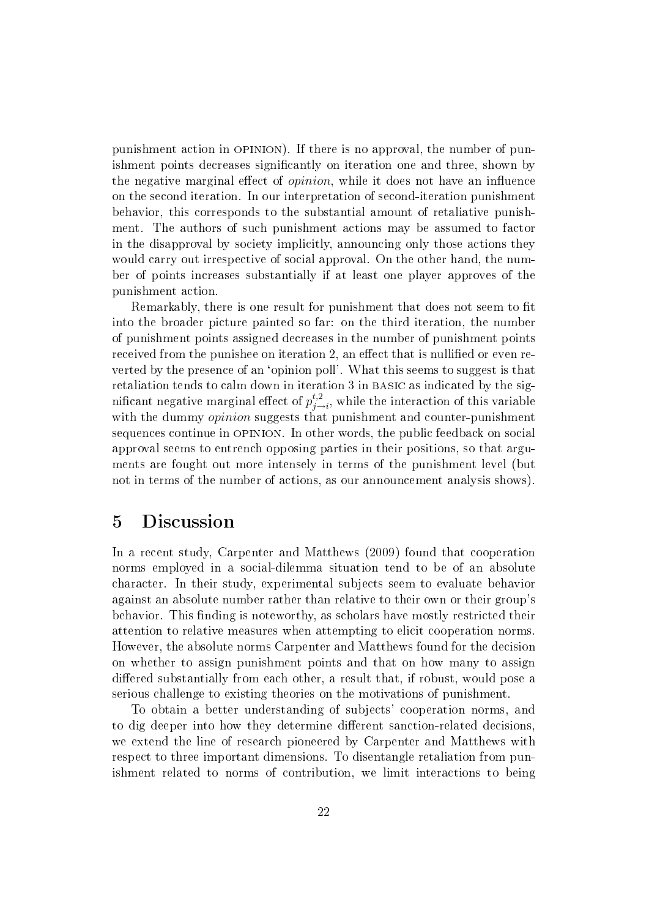punishment action in OPINION). If there is no approval, the number of punishment points decreases significantly on iteration one and three, shown by the negative marginal effect of *opinion*, while it does not have an influence on the second iteration. In our interpretation of second-iteration punishment behavior, this corresponds to the substantial amount of retaliative punishment. The authors of such punishment actions may be assumed to factor in the disapproval by society implicitly, announcing only those actions they would carry out irrespective of social approval. On the other hand, the number of points increases substantially if at least one player approves of the punishment action.

Remarkably, there is one result for punishment that does not seem to fit into the broader picture painted so far: on the third iteration, the number of punishment points assigned decreases in the number of punishment points received from the punishee on iteration 2, an effect that is nullified or even reverted by the presence of an 'opinion poll'. What this seems to suggest is that retaliation tends to calm down in iteration 3 in BASIC as indicated by the significant negative marginal effect of $p^{t,2}_{j \to i}$, while the interaction of this variable with the dummy *opinion* suggests that punishment and counter-punishment sequences continue in OPINION. In other words, the public feedback on social approval seems to entrench opposing parties in their positions, so that arguments are fought out more intensely in terms of the punishment level (but not in terms of the number of actions, as our announcement analysis shows).

## 5 Discussion

In a recent study, Carpenter and Matthews (2009) found that cooperation norms employed in a social-dilemma situation tend to be of an absolute character. In their study, experimental subjects seem to evaluate behavior against an absolute number rather than relative to their own or their group's behavior. This finding is noteworthy, as scholars have mostly restricted their attention to relative measures when attempting to elicit cooperation norms. However, the absolute norms Carpenter and Matthews found for the decision on whether to assign punishment points and that on how many to assign differed substantially from each other, a result that, if robust, would pose a serious challenge to existing theories on the motivations of punishment.

To obtain a better understanding of subjects' cooperation norms, and to dig deeper into how they determine different sanction-related decisions, we extend the line of research pioneered by Carpenter and Matthews with respect to three important dimensions. To disentangle retaliation from punishment related to norms of contribution, we limit interactions to being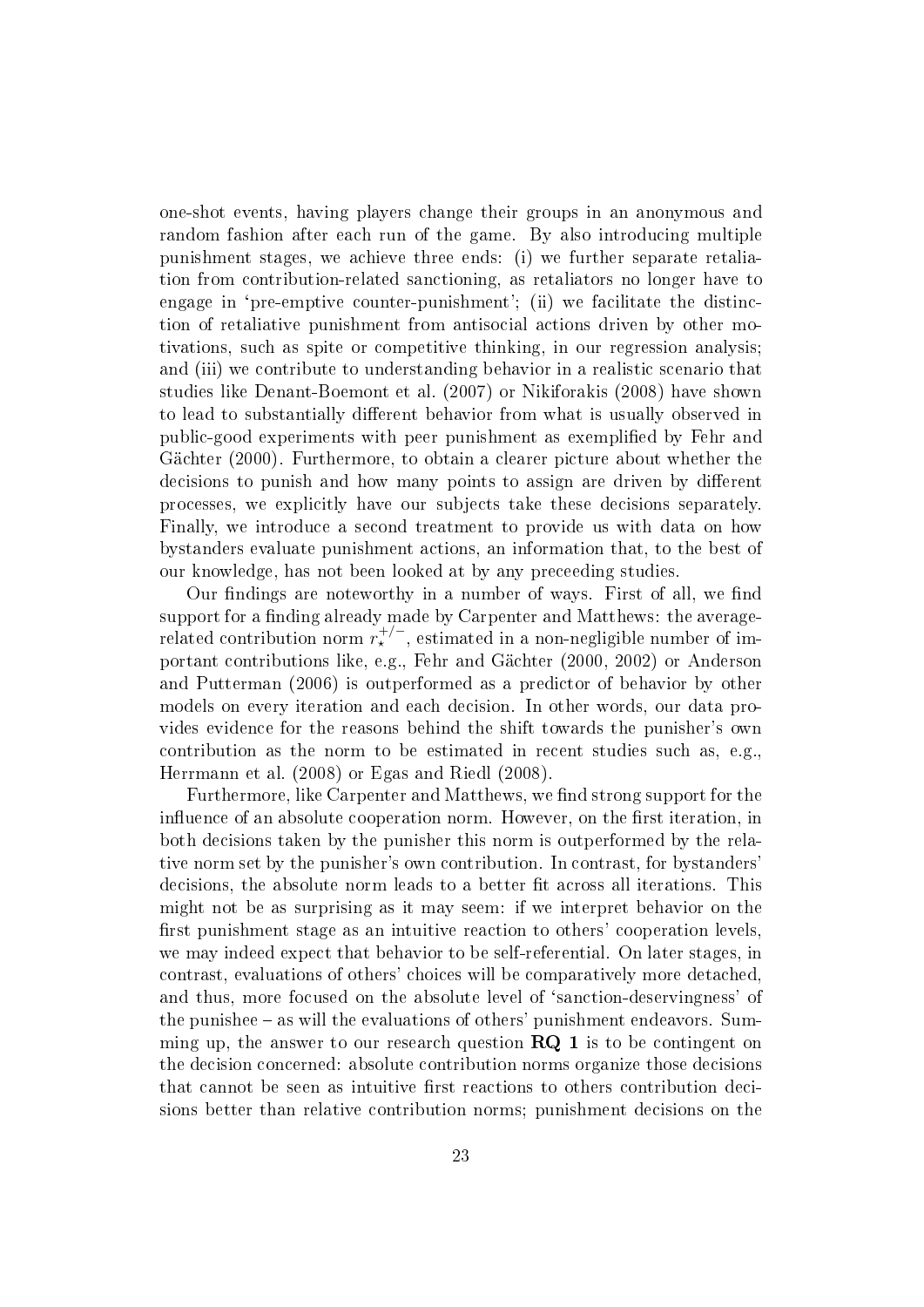one-shot events, having players change their groups in an anonymous and random fashion after each run of the game. By also introducing multiple punishment stages, we achieve three ends: (i) we further separate retaliation from contribution-related sanctioning, as retaliators no longer have to engage in 'pre-emptive counter-punishment'; (ii) we facilitate the distinction of retaliative punishment from antisocial actions driven by other motivations, such as spite or competitive thinking, in our regression analysis; and (iii) we contribute to understanding behavior in a realistic scenario that studies like Denant-Boemont et al. (2007) or Nikiforakis (2008) have shown to lead to substantially different behavior from what is usually observed in public-good experiments with peer punishment as exemplified by Fehr and Gächter (2000). Furthermore, to obtain a clearer picture about whether the decisions to punish and how many points to assign are driven by different processes, we explicitly have our subjects take these decisions separately. Finally, we introduce a second treatment to provide us with data on how bystanders evaluate punishment actions, an information that, to the best of our knowledge, has not been looked at by any preceeding studies.

Our findings are noteworthy in a number of ways. First of all, we find support for a finding already made by Carpenter and Matthews: the average-related contribution norm $r_\star^{+/-}$, estimated in a non-negligible number of important contributions like, e.g., Fehr and Gächter (2000, 2002) or Anderson and Putterman (2006) is outperformed as a predictor of behavior by other models on every iteration and each decision. In other words, our data provides evidence for the reasons behind the shift towards the punisher's own contribution as the norm to be estimated in recent studies such as, e.g., Herrmann et al. (2008) or Egas and Riedl (2008).

Furthermore, like Carpenter and Matthews, we find strong support for the influence of an absolute cooperation norm. However, on the first iteration, in both decisions taken by the punisher this norm is outperformed by the relative norm set by the punisher's own contribution. In contrast, for bystanders' decisions, the absolute norm leads to a better fit across all iterations. This might not be as surprising as it may seem: if we interpret behavior on the first punishment stage as an intuitive reaction to others' cooperation levels, we may indeed expect that behavior to be self-referential. On later stages, in contrast, evaluations of others' choices will be comparatively more detached, and thus, more focused on the absolute level of 'sanction-deservingness' of the punishee – as will the evaluations of others' punishment endeavors. Summing up, the answer to our research question **RQ 1** is to be contingent on the decision concerned: absolute contribution norms organize those decisions that cannot be seen as intuitive first reactions to others contribution decisions better than relative contribution norms; punishment decisions on the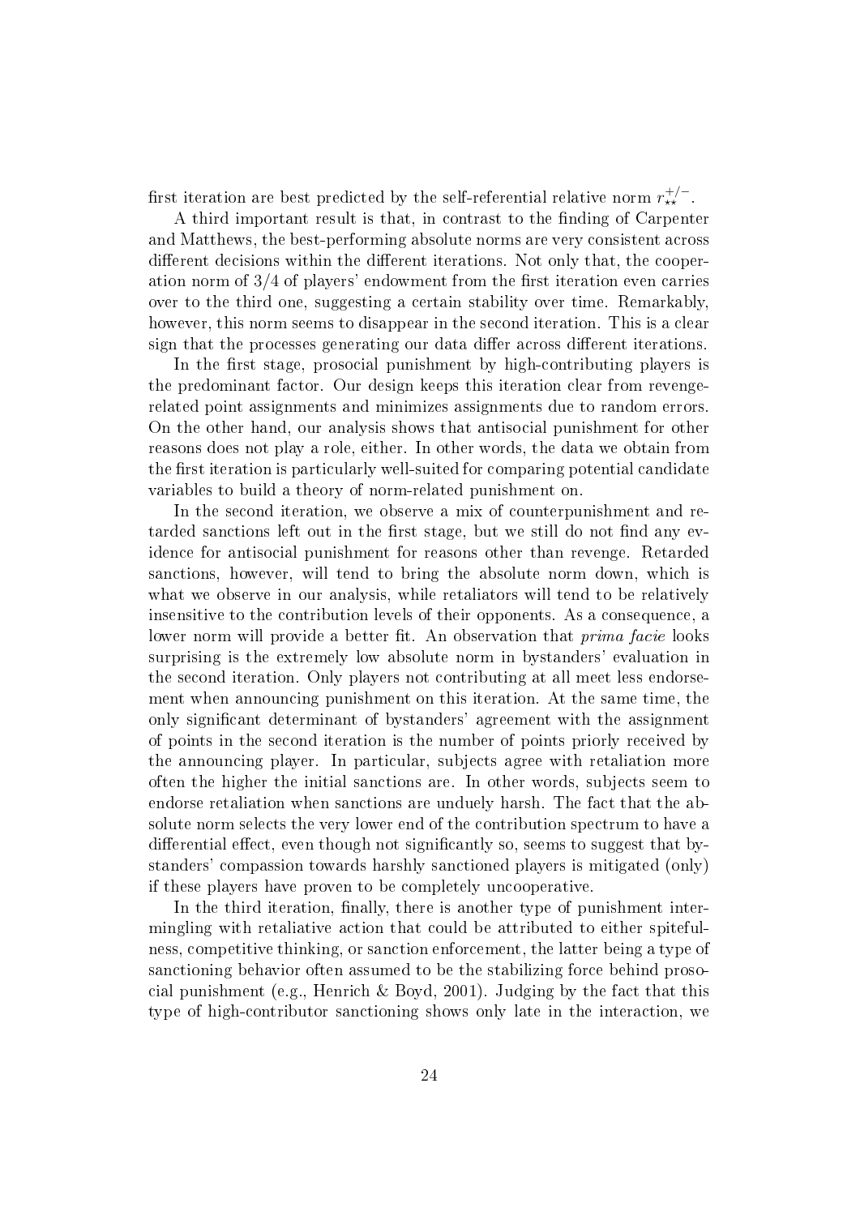first iteration are best predicted by the self-referential relative norm $r_{\star\star}^{+/-}$.

A third important result is that, in contrast to the finding of Carpenter and Matthews, the best-performing absolute norms are very consistent across different decisions within the different iterations. Not only that, the cooperation norm of 3/4 of players' endowment from the first iteration even carries over to the third one, suggesting a certain stability over time. Remarkably, however, this norm seems to disappear in the second iteration. This is a clear sign that the processes generating our data differ across different iterations.

In the first stage, prosocial punishment by high-contributing players is the predominant factor. Our design keeps this iteration clear from revenge-related point assignments and minimizes assignments due to random errors. On the other hand, our analysis shows that antisocial punishment for other reasons does not play a role, either. In other words, the data we obtain from the first iteration is particularly well-suited for comparing potential candidate variables to build a theory of norm-related punishment on.

In the second iteration, we observe a mix of counterpunishment and retarded sanctions left out in the first stage, but we still do not find any evidence for antisocial punishment for reasons other than revenge. Retarded sanctions, however, will tend to bring the absolute norm down, which is what we observe in our analysis, while retaliators will tend to be relatively insensitive to the contribution levels of their opponents. As a consequence, a lower norm will provide a better fit. An observation that *prima facie* looks surprising is the extremely low absolute norm in bystanders' evaluation in the second iteration. Only players not contributing at all meet less endorsement when announcing punishment on this iteration. At the same time, the only significant determinant of bystanders' agreement with the assignment of points in the second iteration is the number of points priorly received by the announcing player. In particular, subjects agree with retaliation more often the higher the initial sanctions are. In other words, subjects seem to endorse retaliation when sanctions are unduely harsh. The fact that the absolute norm selects the very lower end of the contribution spectrum to have a differential effect, even though not significantly so, seems to suggest that bystanders' compassion towards harshly sanctioned players is mitigated (only) if these players have proven to be completely uncooperative.

In the third iteration, finally, there is another type of punishment intermingling with retaliative action that could be attributed to either spitefulness, competitive thinking, or sanction enforcement, the latter being a type of sanctioning behavior often assumed to be the stabilizing force behind prosocial punishment (e.g., Henrich & Boyd, 2001). Judging by the fact that this type of high-contributor sanctioning shows only late in the interaction, we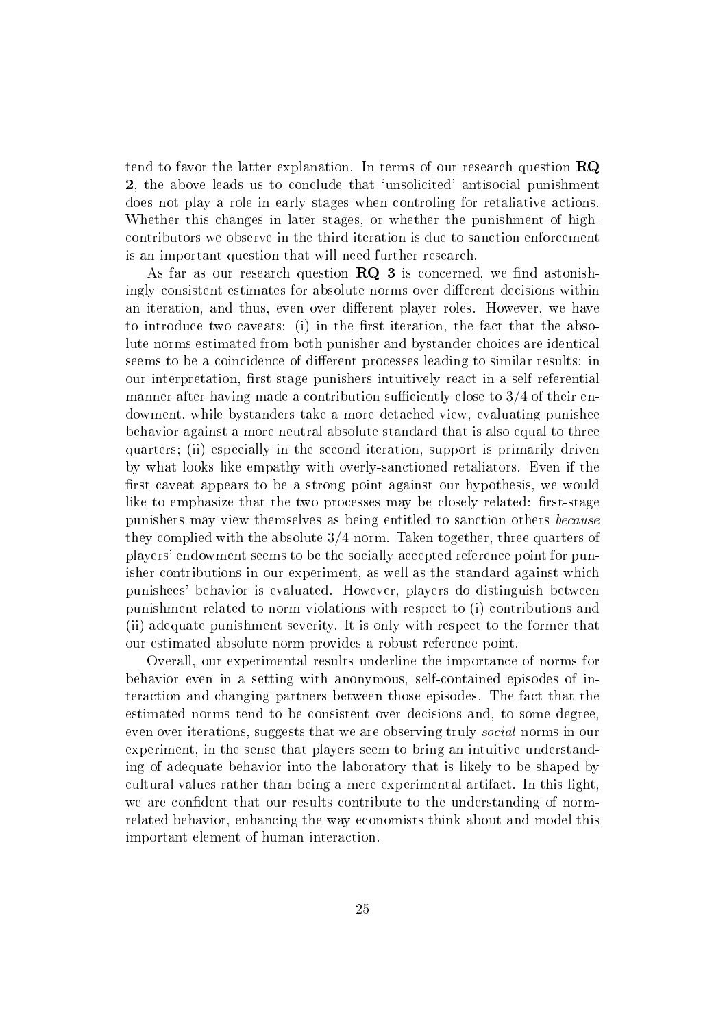tend to favor the latter explanation. In terms of our research question **RQ 2**, the above leads us to conclude that 'unsolicited' antisocial punishment does not play a role in early stages when controling for retaliative actions. Whether this changes in later stages, or whether the punishment of high-contributors we observe in the third iteration is due to sanction enforcement is an important question that will need further research.

As far as our research question **RQ 3** is concerned, we find astonishingly consistent estimates for absolute norms over different decisions within an iteration, and thus, even over different player roles. However, we have to introduce two caveats: (i) in the first iteration, the fact that the absolute norms estimated from both punisher and bystander choices are identical seems to be a coincidence of different processes leading to similar results: in our interpretation, first-stage punishers intuitively react in a self-referential manner after having made a contribution sufficiently close to 3/4 of their endowment, while bystanders take a more detached view, evaluating punishee behavior against a more neutral absolute standard that is also equal to three quarters; (ii) especially in the second iteration, support is primarily driven by what looks like empathy with overly-sanctioned retaliators. Even if the first caveat appears to be a strong point against our hypothesis, we would like to emphasize that the two processes may be closely related: first-stage punishers may view themselves as being entitled to sanction others *because* they complied with the absolute 3/4-norm. Taken together, three quarters of players' endowment seems to be the socially accepted reference point for punisher contributions in our experiment, as well as the standard against which punishees' behavior is evaluated. However, players do distinguish between punishment related to norm violations with respect to (i) contributions and (ii) adequate punishment severity. It is only with respect to the former that our estimated absolute norm provides a robust reference point.

Overall, our experimental results underline the importance of norms for behavior even in a setting with anonymous, self-contained episodes of interaction and changing partners between those episodes. The fact that the estimated norms tend to be consistent over decisions and, to some degree, even over iterations, suggests that we are observing truly *social* norms in our experiment, in the sense that players seem to bring an intuitive understanding of adequate behavior into the laboratory that is likely to be shaped by cultural values rather than being a mere experimental artifact. In this light, we are confident that our results contribute to the understanding of norm-related behavior, enhancing the way economists think about and model this important element of human interaction.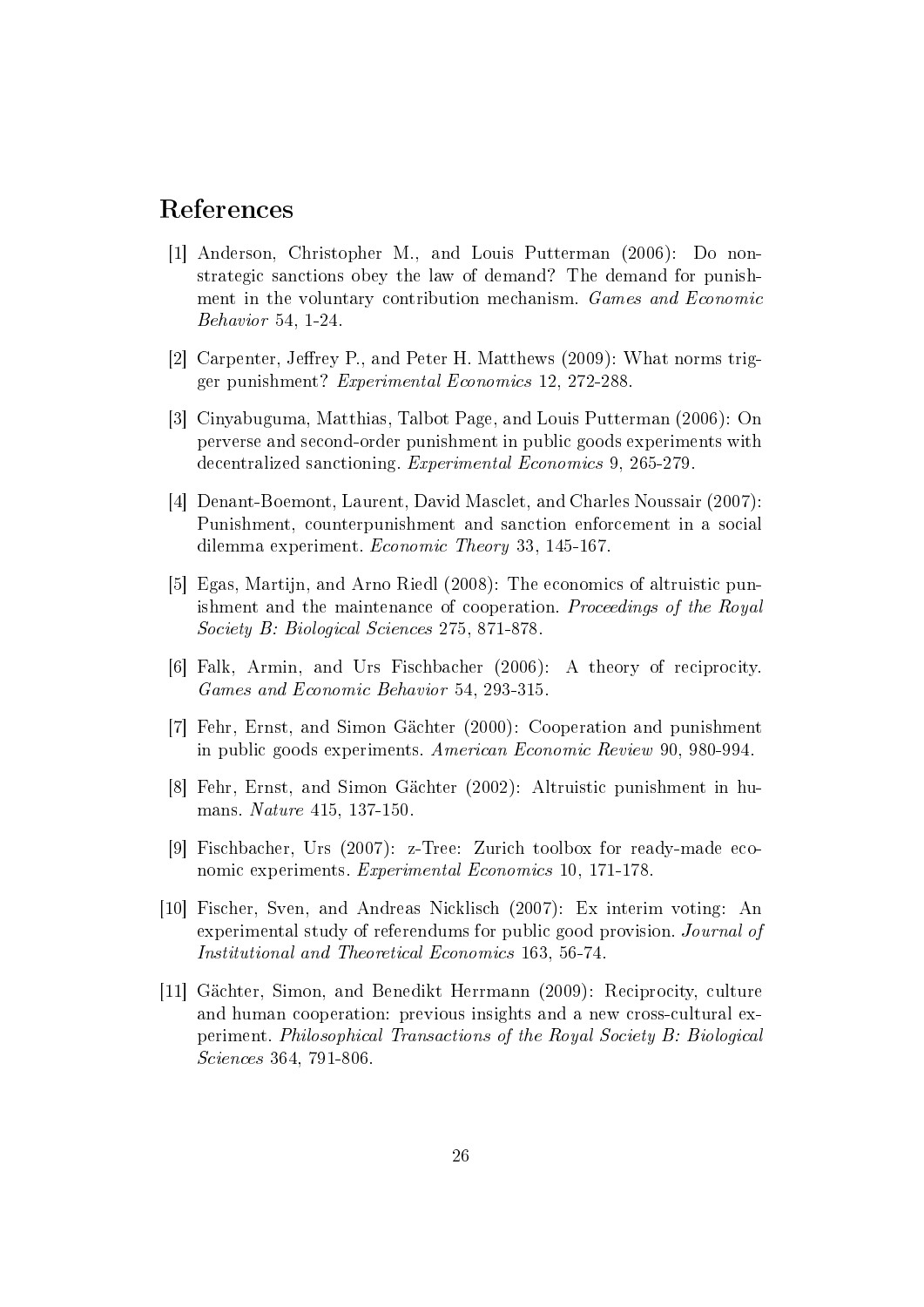# References

[1] Anderson, Christopher M., and Louis Putterman (2006): Do non-strategic sanctions obey the law of demand? The demand for punishment in the voluntary contribution mechanism. *Games and Economic Behavior* 54, 1-24.

[2] Carpenter, Jeffrey P., and Peter H. Matthews (2009): What norms trigger punishment? *Experimental Economics* 12, 272-288.

[3] Cinyabuguma, Matthias, Talbot Page, and Louis Putterman (2006): On perverse and second-order punishment in public goods experiments with decentralized sanctioning. *Experimental Economics* 9, 265-279.

[4] Denant-Boemont, Laurent, David Masclet, and Charles Noussair (2007): Punishment, counterpunishment and sanction enforcement in a social dilemma experiment. *Economic Theory* 33, 145-167.

[5] Egas, Martijn, and Arno Riedl (2008): The economics of altruistic punishment and the maintenance of cooperation. *Proceedings of the Royal Society B: Biological Sciences* 275, 871-878.

[6] Falk, Armin, and Urs Fischbacher (2006): A theory of reciprocity. *Games and Economic Behavior* 54, 293-315.

[7] Fehr, Ernst, and Simon Gächter (2000): Cooperation and punishment in public goods experiments. *American Economic Review* 90, 980-994.

[8] Fehr, Ernst, and Simon Gächter (2002): Altruistic punishment in humans. *Nature* 415, 137-150.

[9] Fischbacher, Urs (2007): z-Tree: Zurich toolbox for ready-made economic experiments. *Experimental Economics* 10, 171-178.

[10] Fischer, Sven, and Andreas Nicklisch (2007): Ex interim voting: An experimental study of referendums for public good provision. *Journal of Institutional and Theoretical Economics* 163, 56-74.

[11] Gächter, Simon, and Benedikt Herrmann (2009): Reciprocity, culture and human cooperation: previous insights and a new cross-cultural experiment. *Philosophical Transactions of the Royal Society B: Biological Sciences* 364, 791-806.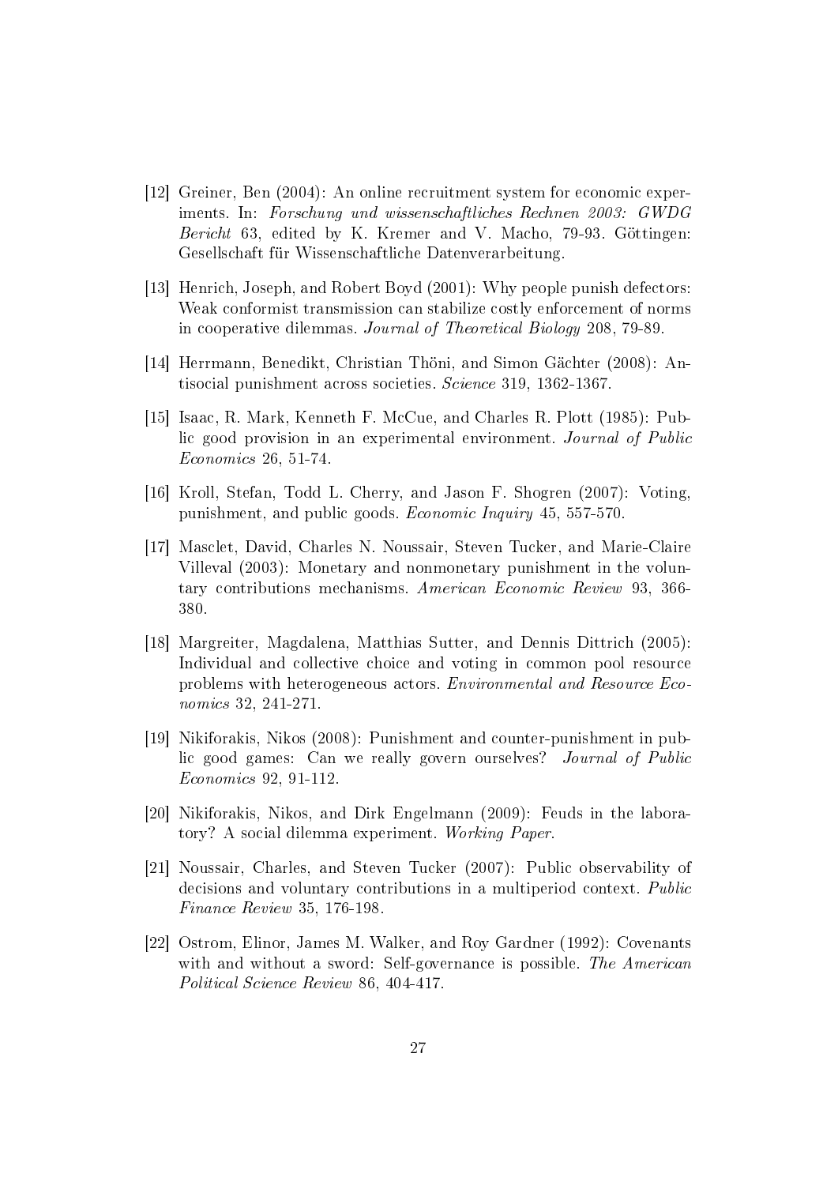[12] Greiner, Ben (2004): An online recruitment system for economic experiments. In: *Forschung und wissenschaftliches Rechnen 2003: GWDG Bericht* 63, edited by K. Kremer and V. Macho, 79-93. Göttingen: Gesellschaft für Wissenschaftliche Datenverarbeitung.

[13] Henrich, Joseph, and Robert Boyd (2001): Why people punish defectors: Weak conformist transmission can stabilize costly enforcement of norms in cooperative dilemmas. *Journal of Theoretical Biology* 208, 79-89.

[14] Herrmann, Benedikt, Christian Thöni, and Simon Gächter (2008): Antisocial punishment across societies. *Science* 319, 1362-1367.

[15] Isaac, R. Mark, Kenneth F. McCue, and Charles R. Plott (1985): Public good provision in an experimental environment. *Journal of Public Economics* 26, 51-74.

[16] Kroll, Stefan, Todd L. Cherry, and Jason F. Shogren (2007): Voting, punishment, and public goods. *Economic Inquiry* 45, 557-570.

[17] Masclet, David, Charles N. Noussair, Steven Tucker, and Marie-Claire Villeval (2003): Monetary and nonmonetary punishment in the voluntary contributions mechanisms. *American Economic Review* 93, 366-380.

[18] Margreiter, Magdalena, Matthias Sutter, and Dennis Dittrich (2005): Individual and collective choice and voting in common pool resource problems with heterogeneous actors. *Environmental and Resource Economics* 32, 241-271.

[19] Nikiforakis, Nikos (2008): Punishment and counter-punishment in public good games: Can we really govern ourselves? *Journal of Public Economics* 92, 91-112.

[20] Nikiforakis, Nikos, and Dirk Engelmann (2009): Feuds in the laboratory? A social dilemma experiment. *Working Paper*.

[21] Noussair, Charles, and Steven Tucker (2007): Public observability of decisions and voluntary contributions in a multiperiod context. *Public Finance Review* 35, 176-198.

[22] Ostrom, Elinor, James M. Walker, and Roy Gardner (1992): Covenants with and without a sword: Self-governance is possible. *The American Political Science Review* 86, 404-417.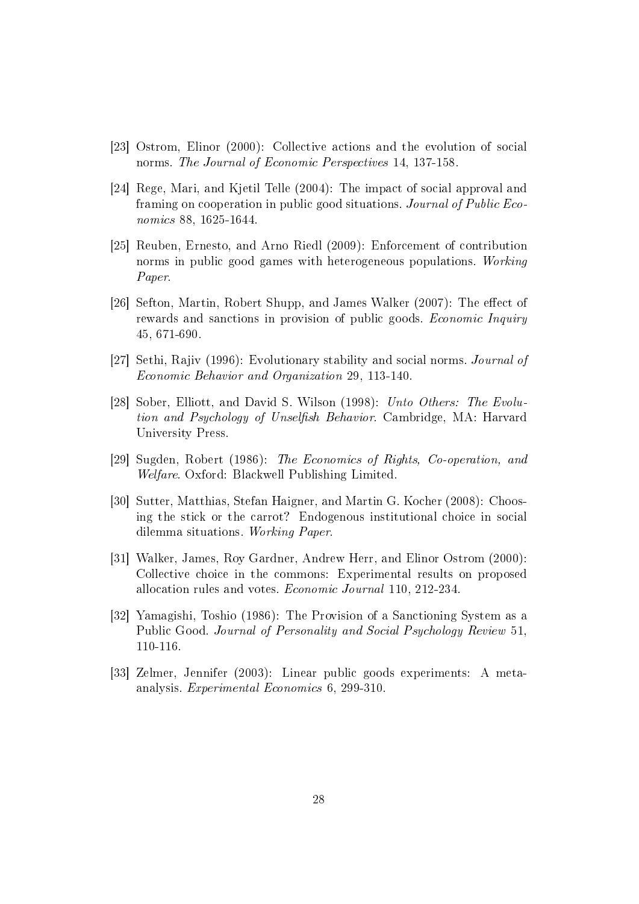[23] Ostrom, Elinor (2000): Collective actions and the evolution of social norms. *The Journal of Economic Perspectives* 14, 137-158.

[24] Rege, Mari, and Kjetil Telle (2004): The impact of social approval and framing on cooperation in public good situations. *Journal of Public Economics* 88, 1625-1644.

[25] Reuben, Ernesto, and Arno Riedl (2009): Enforcement of contribution norms in public good games with heterogeneous populations. *Working Paper*.

[26] Sefton, Martin, Robert Shupp, and James Walker (2007): The effect of rewards and sanctions in provision of public goods. *Economic Inquiry* 45, 671-690.

[27] Sethi, Rajiv (1996): Evolutionary stability and social norms. *Journal of Economic Behavior and Organization* 29, 113-140.

[28] Sober, Elliott, and David S. Wilson (1998): *Unto Others: The Evolution and Psychology of Unselfish Behavior*. Cambridge, MA: Harvard University Press.

[29] Sugden, Robert (1986): *The Economics of Rights, Co-operation, and Welfare*. Oxford: Blackwell Publishing Limited.

[30] Sutter, Matthias, Stefan Haigner, and Martin G. Kocher (2008): Choosing the stick or the carrot? Endogenous institutional choice in social dilemma situations. *Working Paper*.

[31] Walker, James, Roy Gardner, Andrew Herr, and Elinor Ostrom (2000): Collective choice in the commons: Experimental results on proposed allocation rules and votes. *Economic Journal* 110, 212-234.

[32] Yamagishi, Toshio (1986): The Provision of a Sanctioning System as a Public Good. *Journal of Personality and Social Psychology Review* 51, 110-116.

[33] Zelmer, Jennifer (2003): Linear public goods experiments: A meta-analysis. *Experimental Economics* 6, 299-310.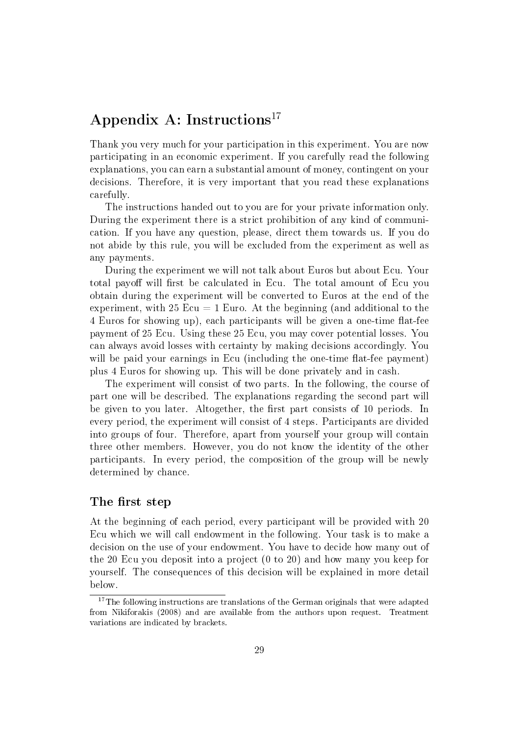# Appendix A: Instructions[17]

Thank you very much for your participation in this experiment. You are now participating in an economic experiment. If you carefully read the following explanations, you can earn a substantial amount of money, contingent on your decisions. Therefore, it is very important that you read these explanations carefully.

The instructions handed out to you are for your private information only. During the experiment there is a strict prohibition of any kind of communication. If you have any question, please, direct them towards us. If you do not abide by this rule, you will be excluded from the experiment as well as any payments.

During the experiment we will not talk about Euros but about Ecu. Your total payoff will first be calculated in Ecu. The total amount of Ecu you obtain during the experiment will be converted to Euros at the end of the experiment, with 25 Ecu = 1 Euro. At the beginning (and additional to the 4 Euros for showing up), each participants will be given a one-time flat-fee payment of 25 Ecu. Using these 25 Ecu, you may cover potential losses. You can always avoid losses with certainty by making decisions accordingly. You will be paid your earnings in Ecu (including the one-time flat-fee payment) plus 4 Euros for showing up. This will be done privately and in cash.

The experiment will consist of two parts. In the following, the course of part one will be described. The explanations regarding the second part will be given to you later. Altogether, the first part consists of 10 periods. In every period, the experiment will consist of 4 steps. Participants are divided into groups of four. Therefore, apart from yourself your group will contain three other members. However, you do not know the identity of the other participants. In every period, the composition of the group will be newly determined by chance.

## The first step

At the beginning of each period, every participant will be provided with 20 Ecu which we will call endowment in the following. Your task is to make a decision on the use of your endowment. You have to decide how many out of the 20 Ecu you deposit into a project (0 to 20) and how many you keep for yourself. The consequences of this decision will be explained in more detail below.

[17] The following instructions are translations of the German originals that were adapted from Nikiforakis (2008) and are available from the authors upon request. Treatment variations are indicated by brackets.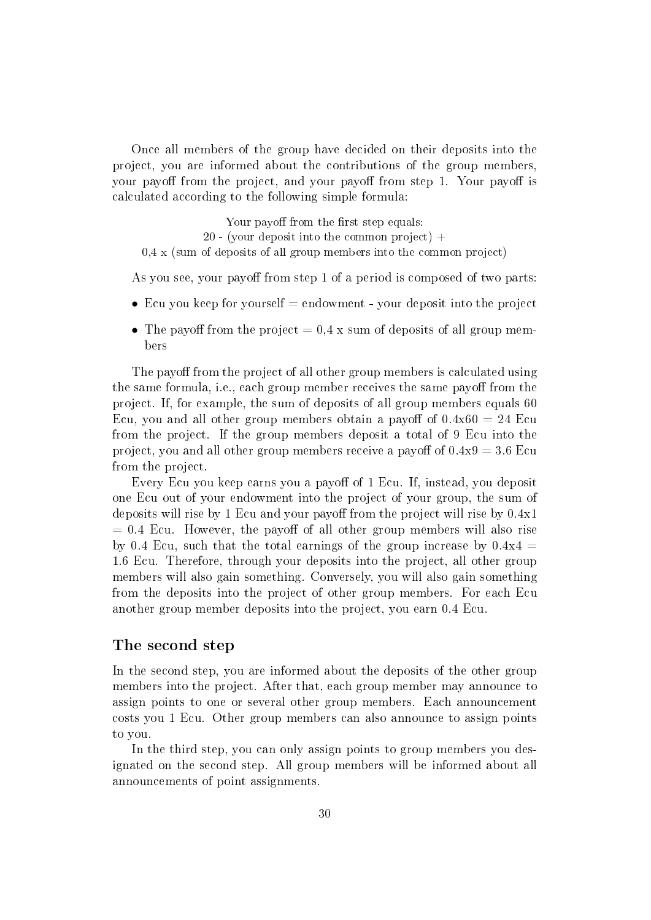Once all members of the group have decided on their deposits into the project, you are informed about the contributions of the group members, your payoff from the project, and your payoff from step 1. Your payoff is calculated according to the following simple formula:

Your payoff from the first step equals:
20 - (your deposit into the common project) +
0,4 x (sum of deposits of all group members into the common project)

As you see, your payoff from step 1 of a period is composed of two parts:

- Ecu you keep for yourself = endowment - your deposit into the project
- The payoff from the project = 0,4 x sum of deposits of all group members

The payoff from the project of all other group members is calculated using the same formula, i.e., each group member receives the same payoff from the project. If, for example, the sum of deposits of all group members equals 60 Ecu, you and all other group members obtain a payoff of 0.4x60 = 24 Ecu from the project. If the group members deposit a total of 9 Ecu into the project, you and all other group members receive a payoff of 0.4x9 = 3.6 Ecu from the project.

Every Ecu you keep earns you a payoff of 1 Ecu. If, instead, you deposit one Ecu out of your endowment into the project of your group, the sum of deposits will rise by 1 Ecu and your payoff from the project will rise by 0.4x1 = 0.4 Ecu. However, the payoff of all other group members will also rise by 0.4 Ecu, such that the total earnings of the group increase by 0.4x4 = 1.6 Ecu. Therefore, through your deposits into the project, all other group members will also gain something. Conversely, you will also gain something from the deposits into the project of other group members. For each Ecu another group member deposits into the project, you earn 0.4 Ecu.

## The second step

In the second step, you are informed about the deposits of the other group members into the project. After that, each group member may announce to assign points to one or several other group members. Each announcement costs you 1 Ecu. Other group members can also announce to assign points to you.

In the third step, you can only assign points to group members you designated on the second step. All group members will be informed about all announcements of point assignments.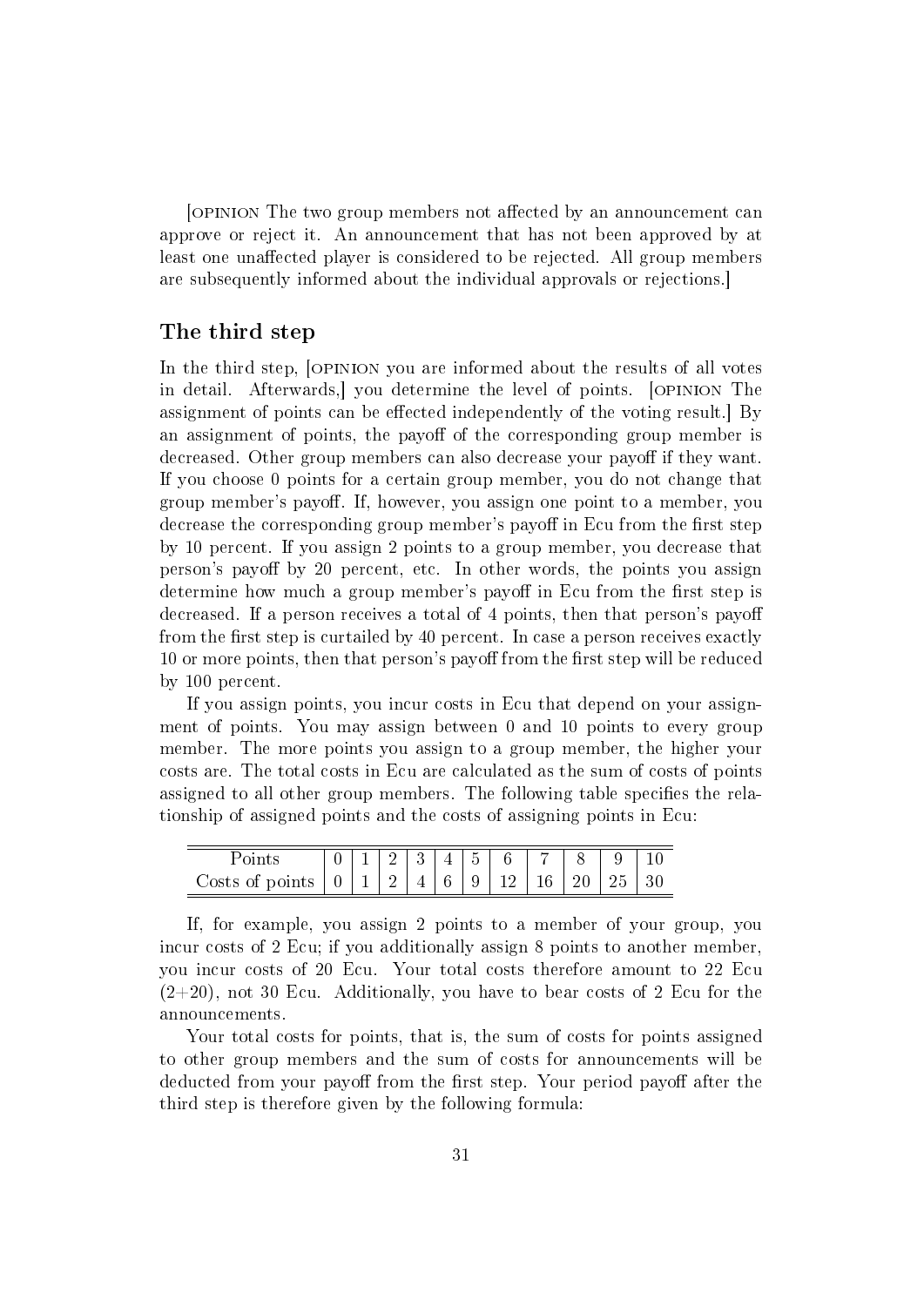[OPINION The two group members not affected by an announcement can approve or reject it. An announcement that has not been approved by at least one unaffected player is considered to be rejected. All group members are subsequently informed about the individual approvals or rejections.]

## The third step

In the third step, [OPINION you are informed about the results of all votes in detail. Afterwards,] you determine the level of points. [OPINION The assignment of points can be effected independently of the voting result.] By an assignment of points, the payoff of the corresponding group member is decreased. Other group members can also decrease your payoff if they want. If you choose 0 points for a certain group member, you do not change that group member's payoff. If, however, you assign one point to a member, you decrease the corresponding group member's payoff in Ecu from the first step by 10 percent. If you assign 2 points to a group member, you decrease that person's payoff by 20 percent, etc. In other words, the points you assign determine how much a group member's payoff in Ecu from the first step is decreased. If a person receives a total of 4 points, then that person's payoff from the first step is curtailed by 40 percent. In case a person receives exactly 10 or more points, then that person's payoff from the first step will be reduced by 100 percent.

If you assign points, you incur costs in Ecu that depend on your assignment of points. You may assign between 0 and 10 points to every group member. The more points you assign to a group member, the higher your costs are. The total costs in Ecu are calculated as the sum of costs of points assigned to all other group members. The following table specifies the relationship of assigned points and the costs of assigning points in Ecu:

| Points | 0 | 1 | 2 | 3 | 4 | 5 | 6 | 7 | 8 | 9 | 10 |
|---|---|---|---|---|---|---|---|---|---|---|---|
| Costs of points | 0 | 1 | 2 | 4 | 6 | 9 | 12 | 16 | 20 | 25 | 30 |

If, for example, you assign 2 points to a member of your group, you incur costs of 2 Ecu; if you additionally assign 8 points to another member, you incur costs of 20 Ecu. Your total costs therefore amount to 22 Ecu (2+20), not 30 Ecu. Additionally, you have to bear costs of 2 Ecu for the announcements.

Your total costs for points, that is, the sum of costs for points assigned to other group members and the sum of costs for announcements will be deducted from your payoff from the first step. Your period payoff after the third step is therefore given by the following formula: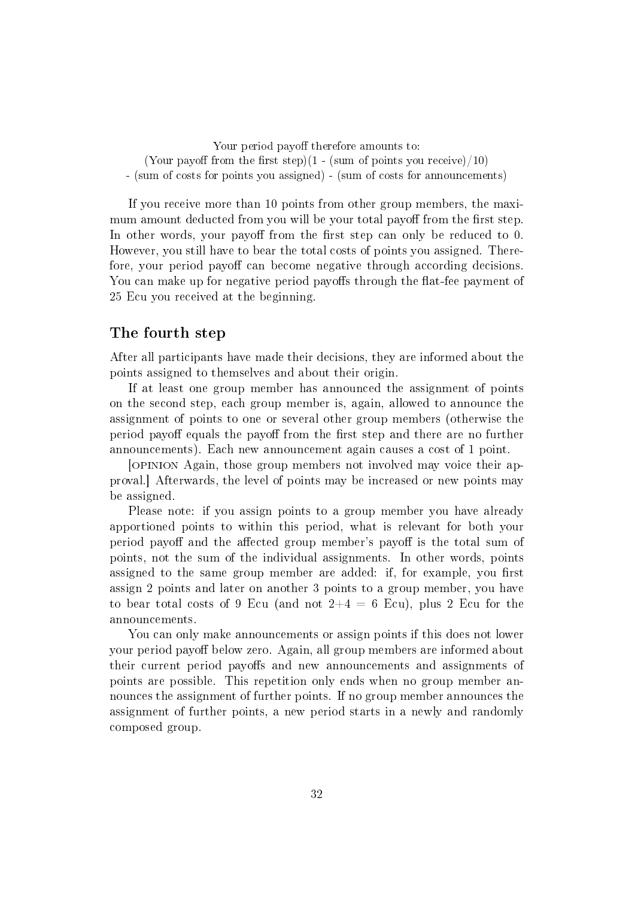Your period payoff therefore amounts to:
(Your payoff from the first step)(1 - (sum of points you receive)/10)
- (sum of costs for points you assigned) - (sum of costs for announcements)

If you receive more than 10 points from other group members, the maximum amount deducted from you will be your total payoff from the first step. In other words, your payoff from the first step can only be reduced to 0. However, you still have to bear the total costs of points you assigned. Therefore, your period payoff can become negative through according decisions. You can make up for negative period payoffs through the flat-fee payment of 25 Ecu you received at the beginning.

## The fourth step

After all participants have made their decisions, they are informed about the points assigned to themselves and about their origin.

If at least one group member has announced the assignment of points on the second step, each group member is, again, allowed to announce the assignment of points to one or several other group members (otherwise the period payoff equals the payoff from the first step and there are no further announcements). Each new announcement again causes a cost of 1 point.

[OPINION Again, those group members not involved may voice their approval.] Afterwards, the level of points may be increased or new points may be assigned.

Please note: if you assign points to a group member you have already apportioned points to within this period, what is relevant for both your period payoff and the affected group member's payoff is the total sum of points, not the sum of the individual assignments. In other words, points assigned to the same group member are added: if, for example, you first assign 2 points and later on another 3 points to a group member, you have to bear total costs of 9 Ecu (and not 2+4 = 6 Ecu), plus 2 Ecu for the announcements.

You can only make announcements or assign points if this does not lower your period payoff below zero. Again, all group members are informed about their current period payoffs and new announcements and assignments of points are possible. This repetition only ends when no group member announces the assignment of further points. If no group member announces the assignment of further points, a new period starts in a newly and randomly composed group.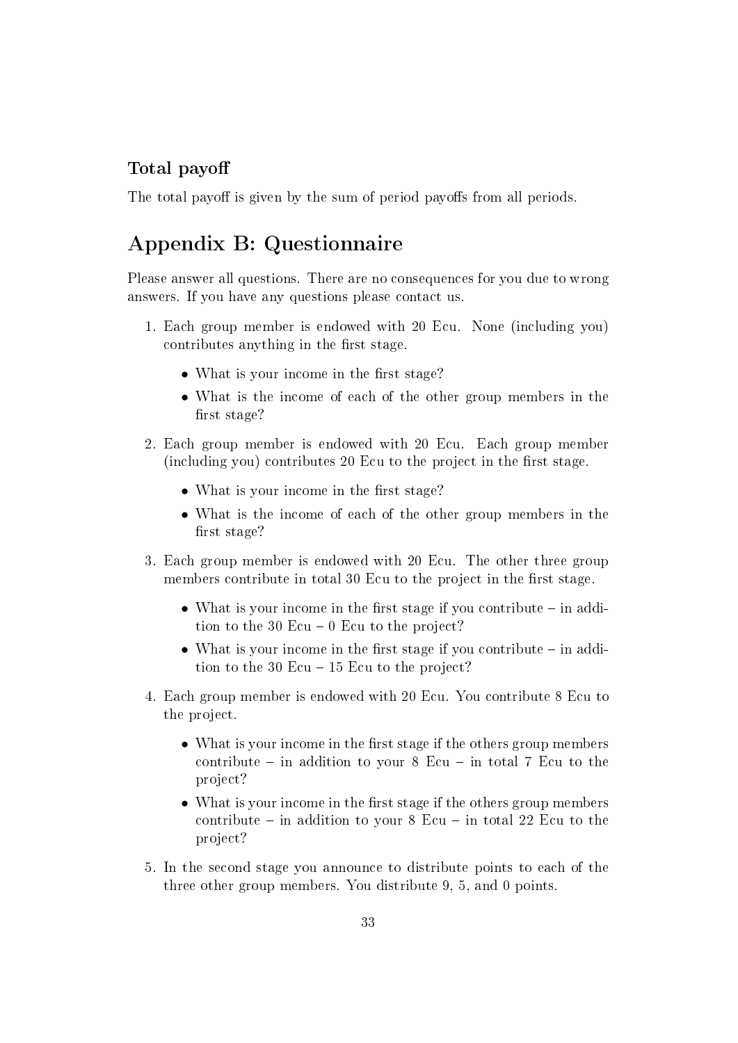### Total payoff

The total payoff is given by the sum of period payoffs from all periods.

## Appendix B: Questionnaire

Please answer all questions. There are no consequences for you due to wrong answers. If you have any questions please contact us.

1. Each group member is endowed with 20 Ecu. None (including you) contributes anything in the first stage.
   - What is your income in the first stage?
   - What is the income of each of the other group members in the first stage?
2. Each group member is endowed with 20 Ecu. Each group member (including you) contributes 20 Ecu to the project in the first stage.
   - What is your income in the first stage?
   - What is the income of each of the other group members in the first stage?
3. Each group member is endowed with 20 Ecu. The other three group members contribute in total 30 Ecu to the project in the first stage.
   - What is your income in the first stage if you contribute – in addition to the 30 Ecu – 0 Ecu to the project?
   - What is your income in the first stage if you contribute – in addition to the 30 Ecu – 15 Ecu to the project?
4. Each group member is endowed with 20 Ecu. You contribute 8 Ecu to the project.
   - What is your income in the first stage if the others group members contribute – in addition to your 8 Ecu – in total 7 Ecu to the project?
   - What is your income in the first stage if the others group members contribute – in addition to your 8 Ecu – in total 22 Ecu to the project?
5. In the second stage you announce to distribute points to each of the three other group members. You distribute 9, 5, and 0 points.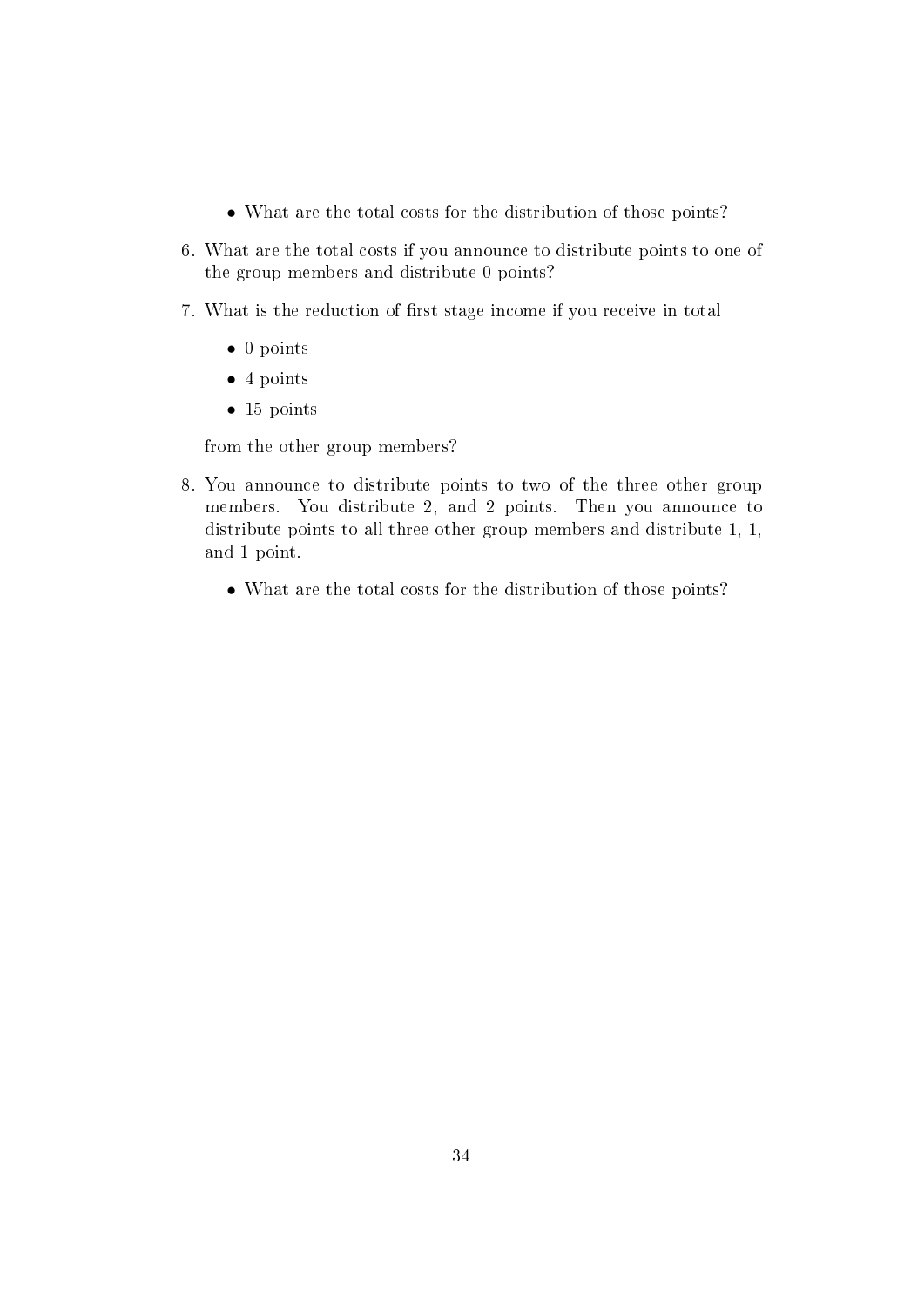- What are the total costs for the distribution of those points?

6. What are the total costs if you announce to distribute points to one of the group members and distribute 0 points?

7. What is the reduction of first stage income if you receive in total

   - 0 points
   - 4 points
   - 15 points

   from the other group members?

8. You announce to distribute points to two of the three other group members. You distribute 2, and 2 points. Then you announce to distribute points to all three other group members and distribute 1, 1, and 1 point.

   - What are the total costs for the distribution of those points?